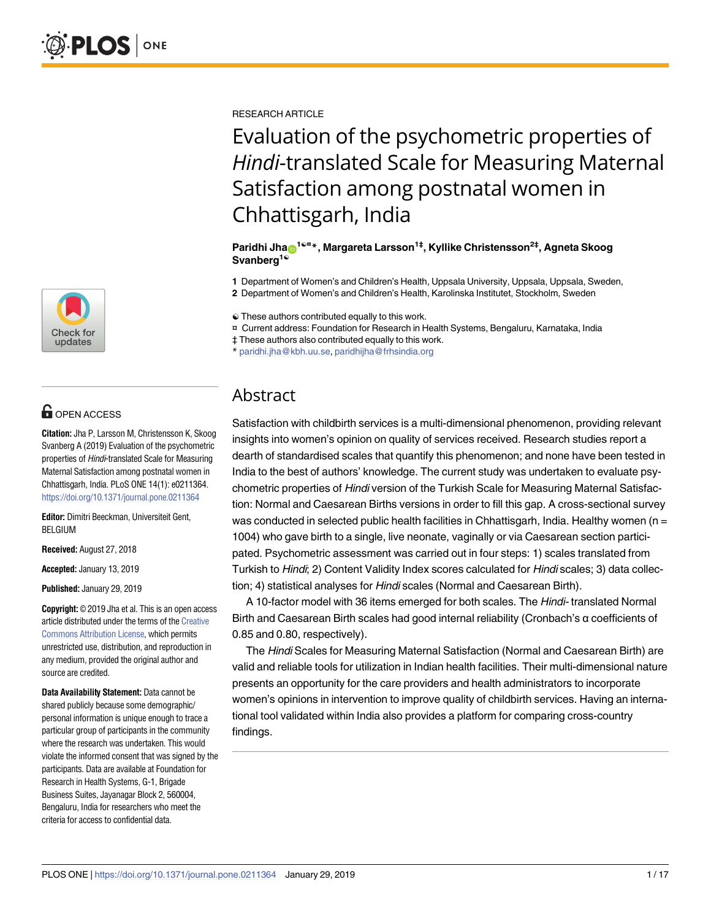RESEARCH ARTICLE

# Evaluation of the psychometric properties of *Hindi*-translated Scale for Measuring Maternal Satisfaction among postnatal women in Chhattisgarh, India

**Paridhi Jha[1☯¤*], Margareta Larsson[1‡], Kyllike Christensson[2‡], Agneta Skoog Svanberg[1☯]**

**1** Department of Women's and Children's Health, Uppsala University, Uppsala, Uppsala, Sweden,
**2** Department of Women's and Children's Health, Karolinska Institutet, Stockholm, Sweden

☯ These authors contributed equally to this work.
¤ Current address: Foundation for Research in Health Systems, Bengaluru, Karnataka, India
‡ These authors also contributed equally to this work.
* paridhi.jha@kbh.uu.se, paridhijha@frhsindia.org

OPEN ACCESS

**Citation:** Jha P, Larsson M, Christensson K, Skoog Svanberg A (2019) Evaluation of the psychometric properties of *Hindi*-translated Scale for Measuring Maternal Satisfaction among postnatal women in Chhattisgarh, India. PLoS ONE 14(1): e0211364. https://doi.org/10.1371/journal.pone.0211364

**Editor:** Dimitri Beeckman, Universiteit Gent, BELGIUM

**Received:** August 27, 2018

**Accepted:** January 13, 2019

**Published:** January 29, 2019

**Copyright:** © 2019 Jha et al. This is an open access article distributed under the terms of the Creative Commons Attribution License, which permits unrestricted use, distribution, and reproduction in any medium, provided the original author and source are credited.

**Data Availability Statement:** Data cannot be shared publicly because some demographic/personal information is unique enough to trace a particular group of participants in the community where the research was undertaken. This would violate the informed consent that was signed by the participants. Data are available at Foundation for Research in Health Systems, G-1, Brigade Business Suites, Jayanagar Block 2, 560004, Bengaluru, India for researchers who meet the criteria for access to confidential data.

## Abstract

Satisfaction with childbirth services is a multi-dimensional phenomenon, providing relevant insights into women's opinion on quality of services received. Research studies report a dearth of standardised scales that quantify this phenomenon; and none have been tested in India to the best of authors' knowledge. The current study was undertaken to evaluate psychometric properties of *Hindi* version of the Turkish Scale for Measuring Maternal Satisfaction: Normal and Caesarean Births versions in order to fill this gap. A cross-sectional survey was conducted in selected public health facilities in Chhattisgarh, India. Healthy women (n = 1004) who gave birth to a single, live neonate, vaginally or via Caesarean section participated. Psychometric assessment was carried out in four steps: 1) scales translated from Turkish to *Hindi*; 2) Content Validity Index scores calculated for *Hindi* scales; 3) data collection; 4) statistical analyses for *Hindi* scales (Normal and Caesarean Birth).

A 10-factor model with 36 items emerged for both scales. The *Hindi*- translated Normal Birth and Caesarean Birth scales had good internal reliability (Cronbach's α coefficients of 0.85 and 0.80, respectively).

The *Hindi* Scales for Measuring Maternal Satisfaction (Normal and Caesarean Birth) are valid and reliable tools for utilization in Indian health facilities. Their multi-dimensional nature presents an opportunity for the care providers and health administrators to incorporate women's opinions in intervention to improve quality of childbirth services. Having an international tool validated within India also provides a platform for comparing cross-country findings.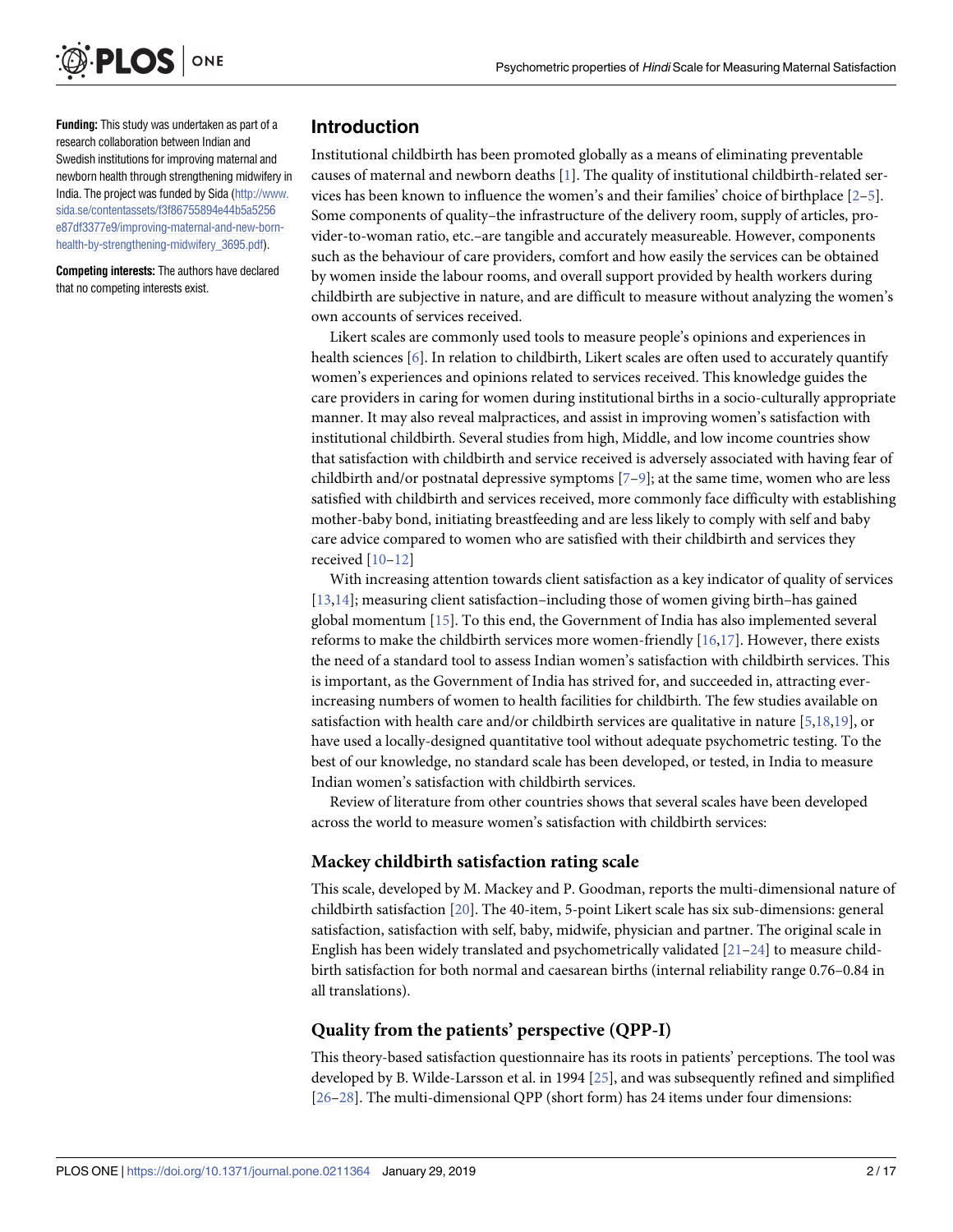**Funding:** This study was undertaken as part of a research collaboration between Indian and Swedish institutions for improving maternal and newborn health through strengthening midwifery in India. The project was funded by Sida (http://www.sida.se/contentassets/f3f86755894e44b5a5256e87df3377e9/improving-maternal-and-new-born-health-by-strengthening-midwifery_3695.pdf).

**Competing interests:** The authors have declared that no competing interests exist.

## Introduction

Institutional childbirth has been promoted globally as a means of eliminating preventable causes of maternal and newborn deaths [1]. The quality of institutional childbirth-related services has been known to influence the women's and their families' choice of birthplace [2–5]. Some components of quality–the infrastructure of the delivery room, supply of articles, provider-to-woman ratio, etc.–are tangible and accurately measureable. However, components such as the behaviour of care providers, comfort and how easily the services can be obtained by women inside the labour rooms, and overall support provided by health workers during childbirth are subjective in nature, and are difficult to measure without analyzing the women's own accounts of services received.

Likert scales are commonly used tools to measure people's opinions and experiences in health sciences [6]. In relation to childbirth, Likert scales are often used to accurately quantify women's experiences and opinions related to services received. This knowledge guides the care providers in caring for women during institutional births in a socio-culturally appropriate manner. It may also reveal malpractices, and assist in improving women's satisfaction with institutional childbirth. Several studies from high, Middle, and low income countries show that satisfaction with childbirth and service received is adversely associated with having fear of childbirth and/or postnatal depressive symptoms [7–9]; at the same time, women who are less satisfied with childbirth and services received, more commonly face difficulty with establishing mother-baby bond, initiating breastfeeding and are less likely to comply with self and baby care advice compared to women who are satisfied with their childbirth and services they received [10–12]

With increasing attention towards client satisfaction as a key indicator of quality of services [13,14]; measuring client satisfaction–including those of women giving birth–has gained global momentum [15]. To this end, the Government of India has also implemented several reforms to make the childbirth services more women-friendly [16,17]. However, there exists the need of a standard tool to assess Indian women's satisfaction with childbirth services. This is important, as the Government of India has strived for, and succeeded in, attracting ever-increasing numbers of women to health facilities for childbirth. The few studies available on satisfaction with health care and/or childbirth services are qualitative in nature [5,18,19], or have used a locally-designed quantitative tool without adequate psychometric testing. To the best of our knowledge, no standard scale has been developed, or tested, in India to measure Indian women's satisfaction with childbirth services.

Review of literature from other countries shows that several scales have been developed across the world to measure women's satisfaction with childbirth services:

### Mackey childbirth satisfaction rating scale

This scale, developed by M. Mackey and P. Goodman, reports the multi-dimensional nature of childbirth satisfaction [20]. The 40-item, 5-point Likert scale has six sub-dimensions: general satisfaction, satisfaction with self, baby, midwife, physician and partner. The original scale in English has been widely translated and psychometrically validated [21–24] to measure childbirth satisfaction for both normal and caesarean births (internal reliability range 0.76–0.84 in all translations).

### Quality from the patients' perspective (QPP-I)

This theory-based satisfaction questionnaire has its roots in patients' perceptions. The tool was developed by B. Wilde-Larsson et al. in 1994 [25], and was subsequently refined and simplified [26–28]. The multi-dimensional QPP (short form) has 24 items under four dimensions: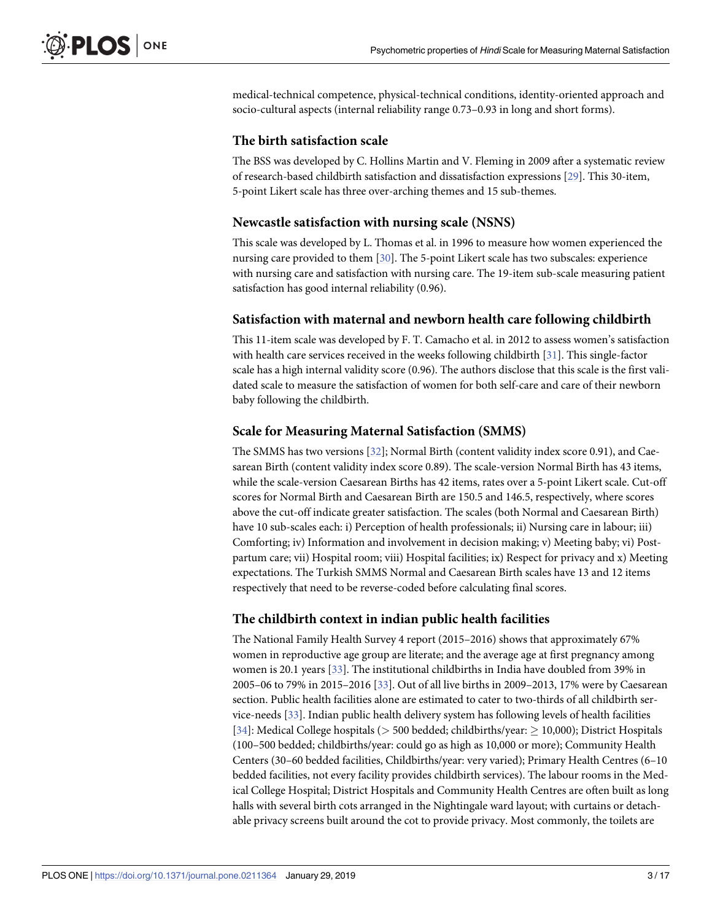medical-technical competence, physical-technical conditions, identity-oriented approach and socio-cultural aspects (internal reliability range 0.73–0.93 in long and short forms).

## The birth satisfaction scale

The BSS was developed by C. Hollins Martin and V. Fleming in 2009 after a systematic review of research-based childbirth satisfaction and dissatisfaction expressions [29]. This 30-item, 5-point Likert scale has three over-arching themes and 15 sub-themes.

## Newcastle satisfaction with nursing scale (NSNS)

This scale was developed by L. Thomas et al. in 1996 to measure how women experienced the nursing care provided to them [30]. The 5-point Likert scale has two subscales: experience with nursing care and satisfaction with nursing care. The 19-item sub-scale measuring patient satisfaction has good internal reliability (0.96).

## Satisfaction with maternal and newborn health care following childbirth

This 11-item scale was developed by F. T. Camacho et al. in 2012 to assess women's satisfaction with health care services received in the weeks following childbirth [31]. This single-factor scale has a high internal validity score (0.96). The authors disclose that this scale is the first validated scale to measure the satisfaction of women for both self-care and care of their newborn baby following the childbirth.

## Scale for Measuring Maternal Satisfaction (SMMS)

The SMMS has two versions [32]; Normal Birth (content validity index score 0.91), and Caesarean Birth (content validity index score 0.89). The scale-version Normal Birth has 43 items, while the scale-version Caesarean Births has 42 items, rates over a 5-point Likert scale. Cut-off scores for Normal Birth and Caesarean Birth are 150.5 and 146.5, respectively, where scores above the cut-off indicate greater satisfaction. The scales (both Normal and Caesarean Birth) have 10 sub-scales each: i) Perception of health professionals; ii) Nursing care in labour; iii) Comforting; iv) Information and involvement in decision making; v) Meeting baby; vi) Post-partum care; vii) Hospital room; viii) Hospital facilities; ix) Respect for privacy and x) Meeting expectations. The Turkish SMMS Normal and Caesarean Birth scales have 13 and 12 items respectively that need to be reverse-coded before calculating final scores.

## The childbirth context in indian public health facilities

The National Family Health Survey 4 report (2015–2016) shows that approximately 67% women in reproductive age group are literate; and the average age at first pregnancy among women is 20.1 years [33]. The institutional childbirths in India have doubled from 39% in 2005–06 to 79% in 2015–2016 [33]. Out of all live births in 2009–2013, 17% were by Caesarean section. Public health facilities alone are estimated to cater to two-thirds of all childbirth service-needs [33]. Indian public health delivery system has following levels of health facilities [34]: Medical College hospitals ($>$ 500 bedded; childbirths/year: $\geq$ 10,000); District Hospitals (100–500 bedded; childbirths/year: could go as high as 10,000 or more); Community Health Centers (30–60 bedded facilities, Childbirths/year: very varied); Primary Health Centres (6–10 bedded facilities, not every facility provides childbirth services). The labour rooms in the Medical College Hospital; District Hospitals and Community Health Centres are often built as long halls with several birth cots arranged in the Nightingale ward layout; with curtains or detachable privacy screens built around the cot to provide privacy. Most commonly, the toilets are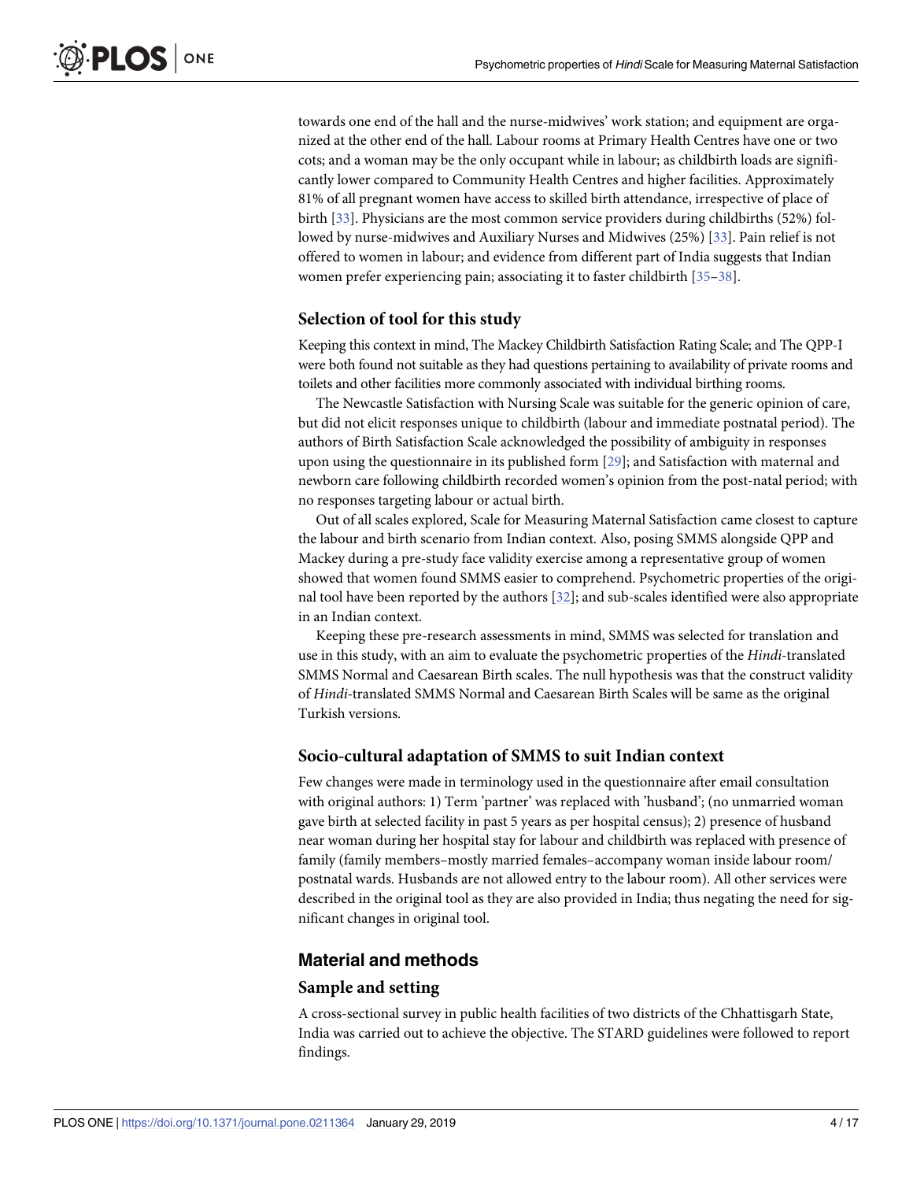towards one end of the hall and the nurse-midwives' work station; and equipment are organized at the other end of the hall. Labour rooms at Primary Health Centres have one or two cots; and a woman may be the only occupant while in labour; as childbirth loads are significantly lower compared to Community Health Centres and higher facilities. Approximately 81% of all pregnant women have access to skilled birth attendance, irrespective of place of birth [33]. Physicians are the most common service providers during childbirths (52%) followed by nurse-midwives and Auxiliary Nurses and Midwives (25%) [33]. Pain relief is not offered to women in labour; and evidence from different part of India suggests that Indian women prefer experiencing pain; associating it to faster childbirth [35–38].

### Selection of tool for this study

Keeping this context in mind, The Mackey Childbirth Satisfaction Rating Scale; and The QPP-I were both found not suitable as they had questions pertaining to availability of private rooms and toilets and other facilities more commonly associated with individual birthing rooms.

The Newcastle Satisfaction with Nursing Scale was suitable for the generic opinion of care, but did not elicit responses unique to childbirth (labour and immediate postnatal period). The authors of Birth Satisfaction Scale acknowledged the possibility of ambiguity in responses upon using the questionnaire in its published form [29]; and Satisfaction with maternal and newborn care following childbirth recorded women's opinion from the post-natal period; with no responses targeting labour or actual birth.

Out of all scales explored, Scale for Measuring Maternal Satisfaction came closest to capture the labour and birth scenario from Indian context. Also, posing SMMS alongside QPP and Mackey during a pre-study face validity exercise among a representative group of women showed that women found SMMS easier to comprehend. Psychometric properties of the original tool have been reported by the authors [32]; and sub-scales identified were also appropriate in an Indian context.

Keeping these pre-research assessments in mind, SMMS was selected for translation and use in this study, with an aim to evaluate the psychometric properties of the *Hindi*-translated SMMS Normal and Caesarean Birth scales. The null hypothesis was that the construct validity of *Hindi*-translated SMMS Normal and Caesarean Birth Scales will be same as the original Turkish versions.

### Socio-cultural adaptation of SMMS to suit Indian context

Few changes were made in terminology used in the questionnaire after email consultation with original authors: 1) Term 'partner' was replaced with 'husband'; (no unmarried woman gave birth at selected facility in past 5 years as per hospital census); 2) presence of husband near woman during her hospital stay for labour and childbirth was replaced with presence of family (family members–mostly married females–accompany woman inside labour room/postnatal wards. Husbands are not allowed entry to the labour room). All other services were described in the original tool as they are also provided in India; thus negating the need for significant changes in original tool.

## Material and methods

### Sample and setting

A cross-sectional survey in public health facilities of two districts of the Chhattisgarh State, India was carried out to achieve the objective. The STARD guidelines were followed to report findings.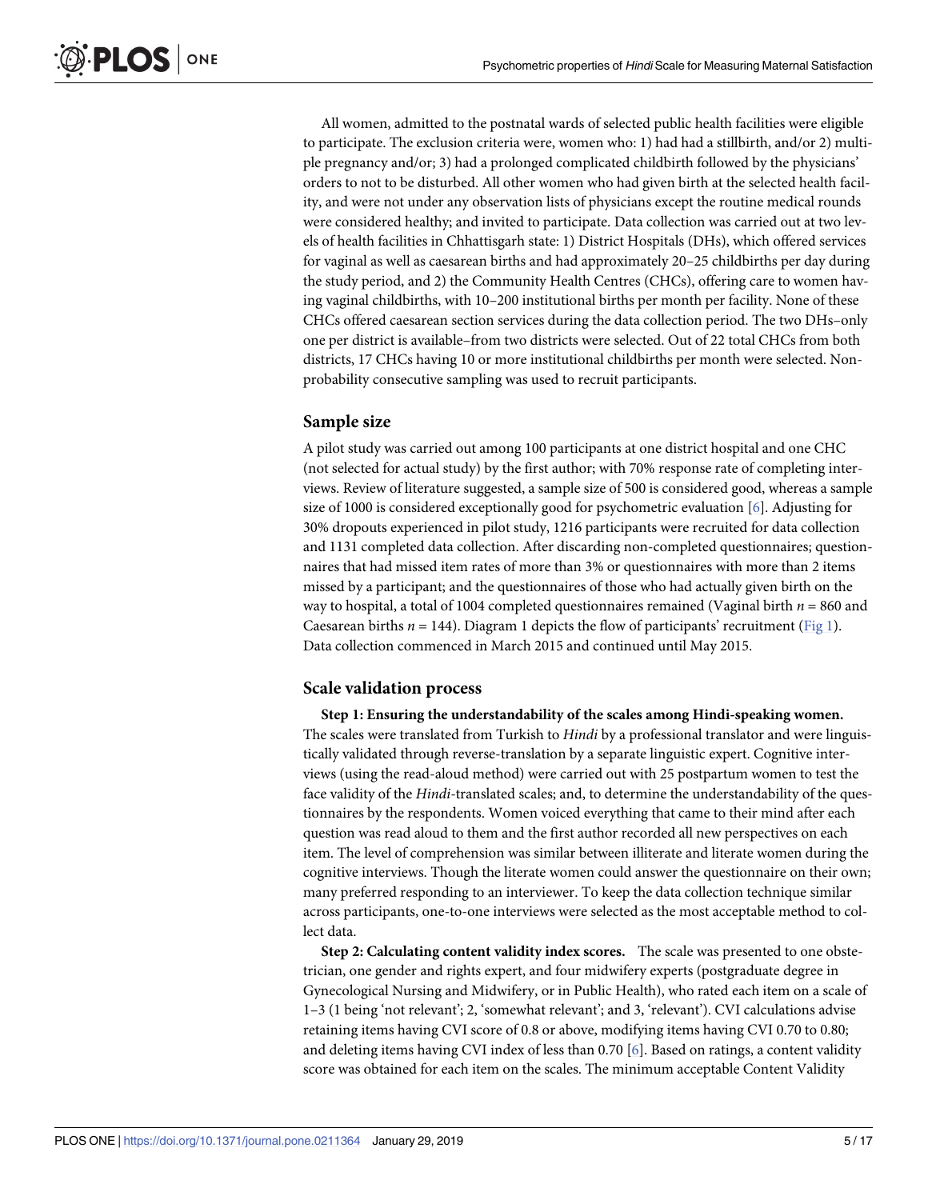All women, admitted to the postnatal wards of selected public health facilities were eligible to participate. The exclusion criteria were, women who: 1) had had a stillbirth, and/or 2) multiple pregnancy and/or; 3) had a prolonged complicated childbirth followed by the physicians' orders to not to be disturbed. All other women who had given birth at the selected health facility, and were not under any observation lists of physicians except the routine medical rounds were considered healthy; and invited to participate. Data collection was carried out at two levels of health facilities in Chhattisgarh state: 1) District Hospitals (DHs), which offered services for vaginal as well as caesarean births and had approximately 20–25 childbirths per day during the study period, and 2) the Community Health Centres (CHCs), offering care to women having vaginal childbirths, with 10–200 institutional births per month per facility. None of these CHCs offered caesarean section services during the data collection period. The two DHs–only one per district is available–from two districts were selected. Out of 22 total CHCs from both districts, 17 CHCs having 10 or more institutional childbirths per month were selected. Non-probability consecutive sampling was used to recruit participants.

## Sample size

A pilot study was carried out among 100 participants at one district hospital and one CHC (not selected for actual study) by the first author; with 70% response rate of completing interviews. Review of literature suggested, a sample size of 500 is considered good, whereas a sample size of 1000 is considered exceptionally good for psychometric evaluation [6]. Adjusting for 30% dropouts experienced in pilot study, 1216 participants were recruited for data collection and 1131 completed data collection. After discarding non-completed questionnaires; questionnaires that had missed item rates of more than 3% or questionnaires with more than 2 items missed by a participant; and the questionnaires of those who had actually given birth on the way to hospital, a total of 1004 completed questionnaires remained (Vaginal birth $n = 860$ and Caesarean births $n = 144$). Diagram 1 depicts the flow of participants' recruitment (Fig 1). Data collection commenced in March 2015 and continued until May 2015.

## Scale validation process

**Step 1: Ensuring the understandability of the scales among Hindi-speaking women.** The scales were translated from Turkish to *Hindi* by a professional translator and were linguistically validated through reverse-translation by a separate linguistic expert. Cognitive interviews (using the read-aloud method) were carried out with 25 postpartum women to test the face validity of the *Hindi*-translated scales; and, to determine the understandability of the questionnaires by the respondents. Women voiced everything that came to their mind after each question was read aloud to them and the first author recorded all new perspectives on each item. The level of comprehension was similar between illiterate and literate women during the cognitive interviews. Though the literate women could answer the questionnaire on their own; many preferred responding to an interviewer. To keep the data collection technique similar across participants, one-to-one interviews were selected as the most acceptable method to collect data.

**Step 2: Calculating content validity index scores.** The scale was presented to one obstetrician, one gender and rights expert, and four midwifery experts (postgraduate degree in Gynecological Nursing and Midwifery, or in Public Health), who rated each item on a scale of 1–3 (1 being 'not relevant'; 2, 'somewhat relevant'; and 3, 'relevant'). CVI calculations advise retaining items having CVI score of 0.8 or above, modifying items having CVI 0.70 to 0.80; and deleting items having CVI index of less than 0.70 [6]. Based on ratings, a content validity score was obtained for each item on the scales. The minimum acceptable Content Validity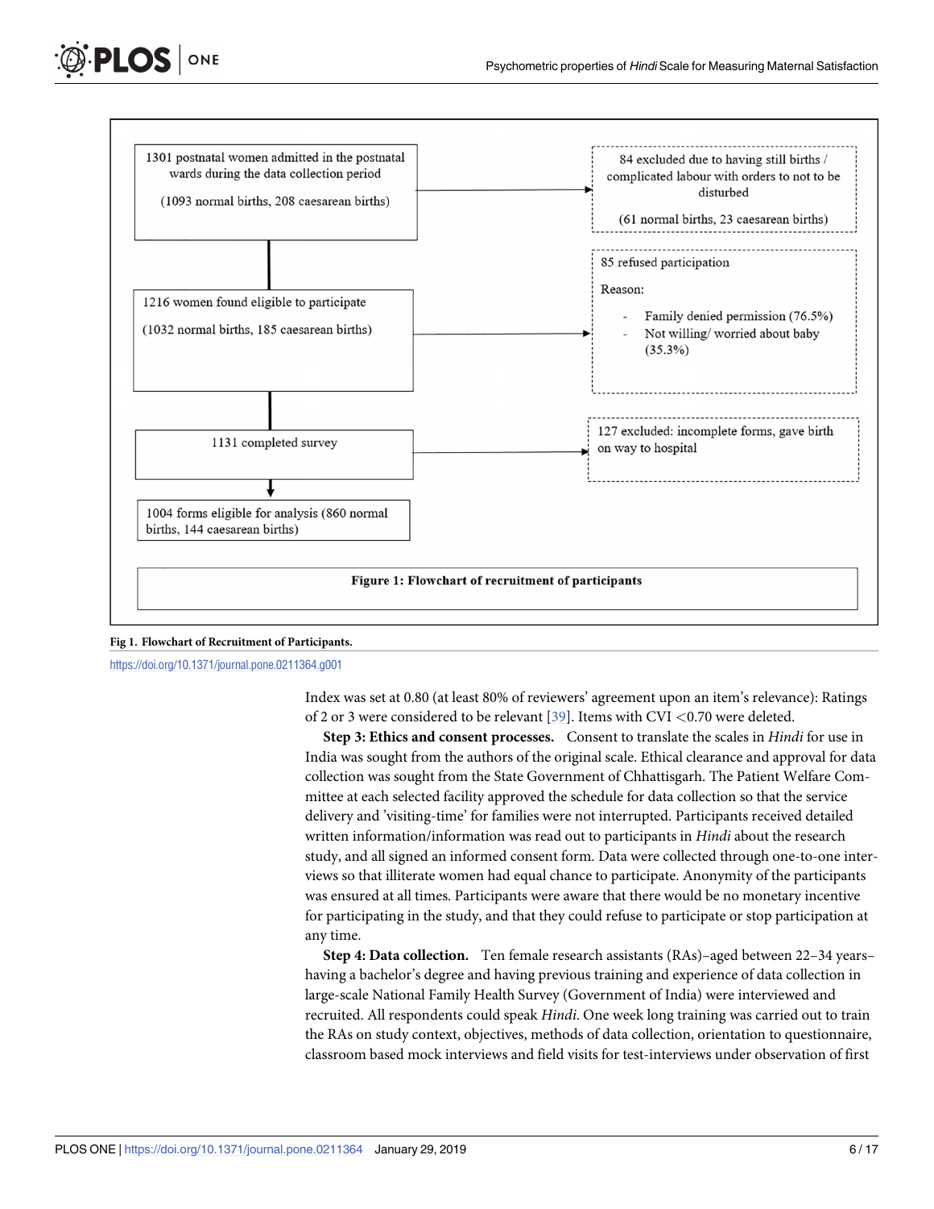1301 postnatal women admitted in the postnatal wards during the data collection period

(1093 normal births, 208 caesarean births)

84 excluded due to having still births / complicated labour with orders to not to be disturbed

(61 normal births, 23 caesarean births)

1216 women found eligible to participate

(1032 normal births, 185 caesarean births)

85 refused participation

Reason:

- Family denied permission (76.5%)
- Not willing/ worried about baby (35.3%)

1131 completed survey

127 excluded: incomplete forms, gave birth on way to hospital

1004 forms eligible for analysis (860 normal births, 144 caesarean births)

**Figure 1: Flowchart of recruitment of participants**

**Fig 1. Flowchart of Recruitment of Participants.**

https://doi.org/10.1371/journal.pone.0211364.g001

Index was set at 0.80 (at least 80% of reviewers' agreement upon an item's relevance): Ratings of 2 or 3 were considered to be relevant [39]. Items with CVI <0.70 were deleted.

**Step 3: Ethics and consent processes.** Consent to translate the scales in *Hindi* for use in India was sought from the authors of the original scale. Ethical clearance and approval for data collection was sought from the State Government of Chhattisgarh. The Patient Welfare Committee at each selected facility approved the schedule for data collection so that the service delivery and 'visiting-time' for families were not interrupted. Participants received detailed written information/information was read out to participants in *Hindi* about the research study, and all signed an informed consent form. Data were collected through one-to-one interviews so that illiterate women had equal chance to participate. Anonymity of the participants was ensured at all times. Participants were aware that there would be no monetary incentive for participating in the study, and that they could refuse to participate or stop participation at any time.

**Step 4: Data collection.** Ten female research assistants (RAs)–aged between 22–34 years–having a bachelor's degree and having previous training and experience of data collection in large-scale National Family Health Survey (Government of India) were interviewed and recruited. All respondents could speak *Hindi*. One week long training was carried out to train the RAs on study context, objectives, methods of data collection, orientation to questionnaire, classroom based mock interviews and field visits for test-interviews under observation of first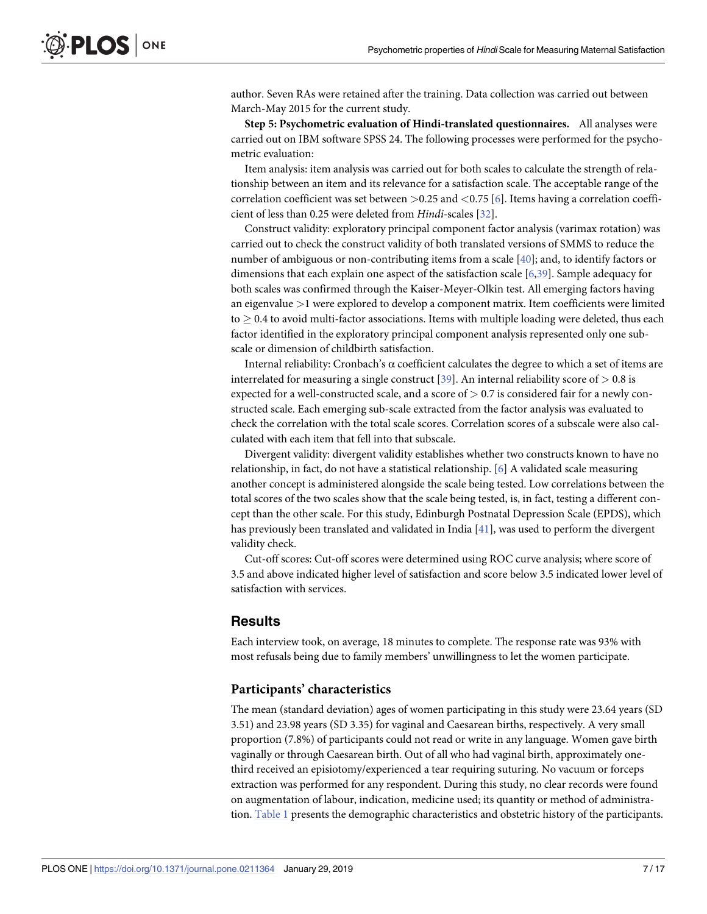author. Seven RAs were retained after the training. Data collection was carried out between March-May 2015 for the current study.

**Step 5: Psychometric evaluation of Hindi-translated questionnaires.** All analyses were carried out on IBM software SPSS 24. The following processes were performed for the psychometric evaluation:

Item analysis: item analysis was carried out for both scales to calculate the strength of relationship between an item and its relevance for a satisfaction scale. The acceptable range of the correlation coefficient was set between $>0.25$ and $<0.75$ [6]. Items having a correlation coefficient of less than 0.25 were deleted from *Hindi*-scales [32].

Construct validity: exploratory principal component factor analysis (varimax rotation) was carried out to check the construct validity of both translated versions of SMMS to reduce the number of ambiguous or non-contributing items from a scale [40]; and, to identify factors or dimensions that each explain one aspect of the satisfaction scale [6,39]. Sample adequacy for both scales was confirmed through the Kaiser-Meyer-Olkin test. All emerging factors having an eigenvalue $>1$ were explored to develop a component matrix. Item coefficients were limited to $\geq 0.4$ to avoid multi-factor associations. Items with multiple loading were deleted, thus each factor identified in the exploratory principal component analysis represented only one sub-scale or dimension of childbirth satisfaction.

Internal reliability: Cronbach's $\alpha$ coefficient calculates the degree to which a set of items are interrelated for measuring a single construct [39]. An internal reliability score of $> 0.8$ is expected for a well-constructed scale, and a score of $> 0.7$ is considered fair for a newly constructed scale. Each emerging sub-scale extracted from the factor analysis was evaluated to check the correlation with the total scale scores. Correlation scores of a subscale were also calculated with each item that fell into that subscale.

Divergent validity: divergent validity establishes whether two constructs known to have no relationship, in fact, do not have a statistical relationship. [6] A validated scale measuring another concept is administered alongside the scale being tested. Low correlations between the total scores of the two scales show that the scale being tested, is, in fact, testing a different concept than the other scale. For this study, Edinburgh Postnatal Depression Scale (EPDS), which has previously been translated and validated in India [41], was used to perform the divergent validity check.

Cut-off scores: Cut-off scores were determined using ROC curve analysis; where score of 3.5 and above indicated higher level of satisfaction and score below 3.5 indicated lower level of satisfaction with services.

## Results

Each interview took, on average, 18 minutes to complete. The response rate was 93% with most refusals being due to family members' unwillingness to let the women participate.

### Participants' characteristics

The mean (standard deviation) ages of women participating in this study were 23.64 years (SD 3.51) and 23.98 years (SD 3.35) for vaginal and Caesarean births, respectively. A very small proportion (7.8%) of participants could not read or write in any language. Women gave birth vaginally or through Caesarean birth. Out of all who had vaginal birth, approximately one-third received an episiotomy/experienced a tear requiring suturing. No vacuum or forceps extraction was performed for any respondent. During this study, no clear records were found on augmentation of labour, indication, medicine used; its quantity or method of administration. Table 1 presents the demographic characteristics and obstetric history of the participants.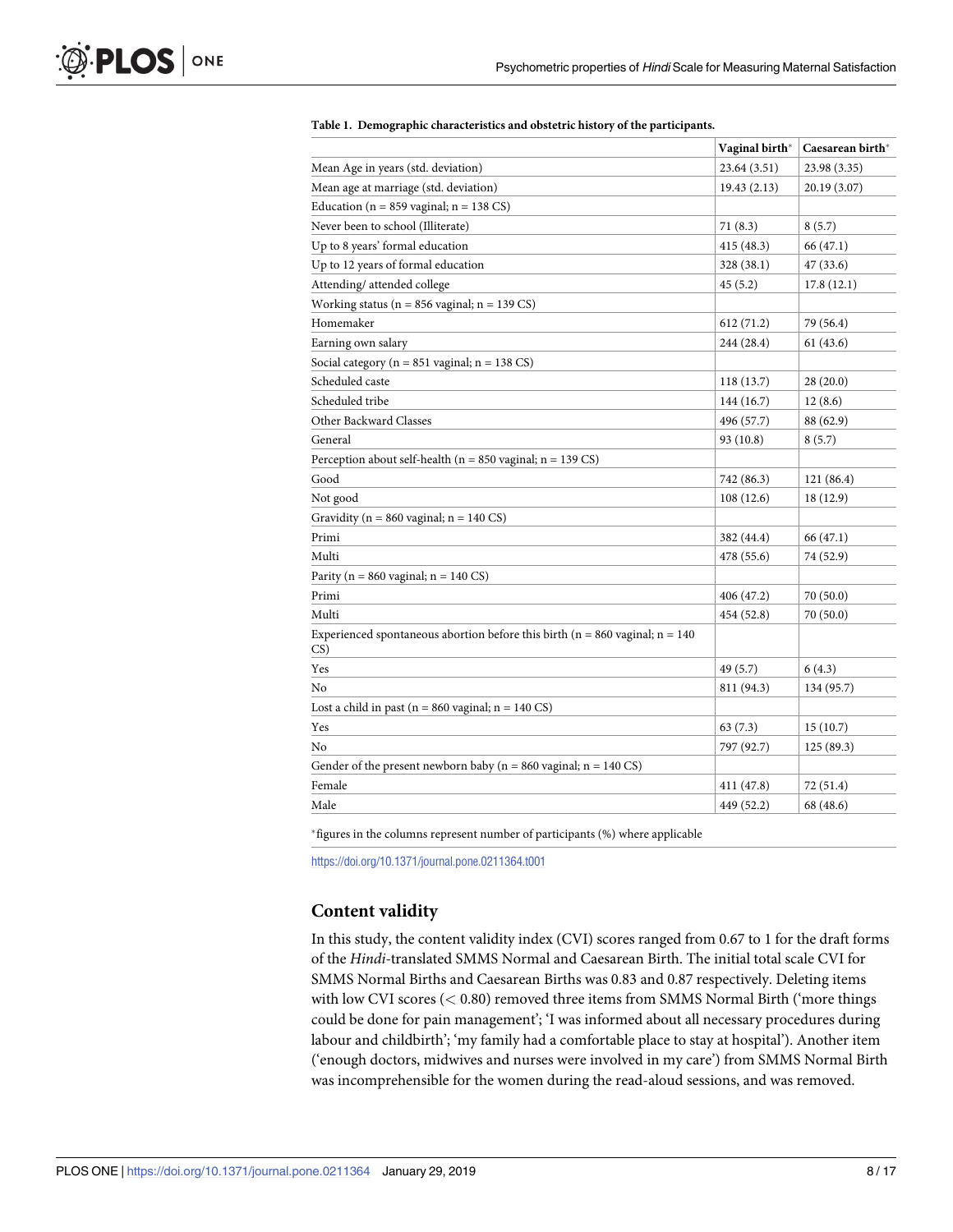**Table 1. Demographic characteristics and obstetric history of the participants.**

| | Vaginal birth* | Caesarean birth* |
|---|---|---|
| Mean Age in years (std. deviation) | 23.64 (3.51) | 23.98 (3.35) |
| Mean age at marriage (std. deviation) | 19.43 (2.13) | 20.19 (3.07) |
| Education (n = 859 vaginal; n = 138 CS) | | |
| Never been to school (Illiterate) | 71 (8.3) | 8 (5.7) |
| Up to 8 years' formal education | 415 (48.3) | 66 (47.1) |
| Up to 12 years of formal education | 328 (38.1) | 47 (33.6) |
| Attending/ attended college | 45 (5.2) | 17.8 (12.1) |
| Working status (n = 856 vaginal; n = 139 CS) | | |
| Homemaker | 612 (71.2) | 79 (56.4) |
| Earning own salary | 244 (28.4) | 61 (43.6) |
| Social category (n = 851 vaginal; n = 138 CS) | | |
| Scheduled caste | 118 (13.7) | 28 (20.0) |
| Scheduled tribe | 144 (16.7) | 12 (8.6) |
| Other Backward Classes | 496 (57.7) | 88 (62.9) |
| General | 93 (10.8) | 8 (5.7) |
| Perception about self-health (n = 850 vaginal; n = 139 CS) | | |
| Good | 742 (86.3) | 121 (86.4) |
| Not good | 108 (12.6) | 18 (12.9) |
| Gravidity (n = 860 vaginal; n = 140 CS) | | |
| Primi | 382 (44.4) | 66 (47.1) |
| Multi | 478 (55.6) | 74 (52.9) |
| Parity (n = 860 vaginal; n = 140 CS) | | |
| Primi | 406 (47.2) | 70 (50.0) |
| Multi | 454 (52.8) | 70 (50.0) |
| Experienced spontaneous abortion before this birth (n = 860 vaginal; n = 140 CS) | | |
| Yes | 49 (5.7) | 6 (4.3) |
| No | 811 (94.3) | 134 (95.7) |
| Lost a child in past (n = 860 vaginal; n = 140 CS) | | |
| Yes | 63 (7.3) | 15 (10.7) |
| No | 797 (92.7) | 125 (89.3) |
| Gender of the present newborn baby (n = 860 vaginal; n = 140 CS) | | |
| Female | 411 (47.8) | 72 (51.4) |
| Male | 449 (52.2) | 68 (48.6) |

*figures in the columns represent number of participants (%) where applicable

https://doi.org/10.1371/journal.pone.0211364.t001

## Content validity

In this study, the content validity index (CVI) scores ranged from 0.67 to 1 for the draft forms of the *Hindi*-translated SMMS Normal and Caesarean Birth. The initial total scale CVI for SMMS Normal Births and Caesarean Births was 0.83 and 0.87 respectively. Deleting items with low CVI scores (< 0.80) removed three items from SMMS Normal Birth ('more things could be done for pain management'; 'I was informed about all necessary procedures during labour and childbirth'; 'my family had a comfortable place to stay at hospital'). Another item ('enough doctors, midwives and nurses were involved in my care') from SMMS Normal Birth was incomprehensible for the women during the read-aloud sessions, and was removed.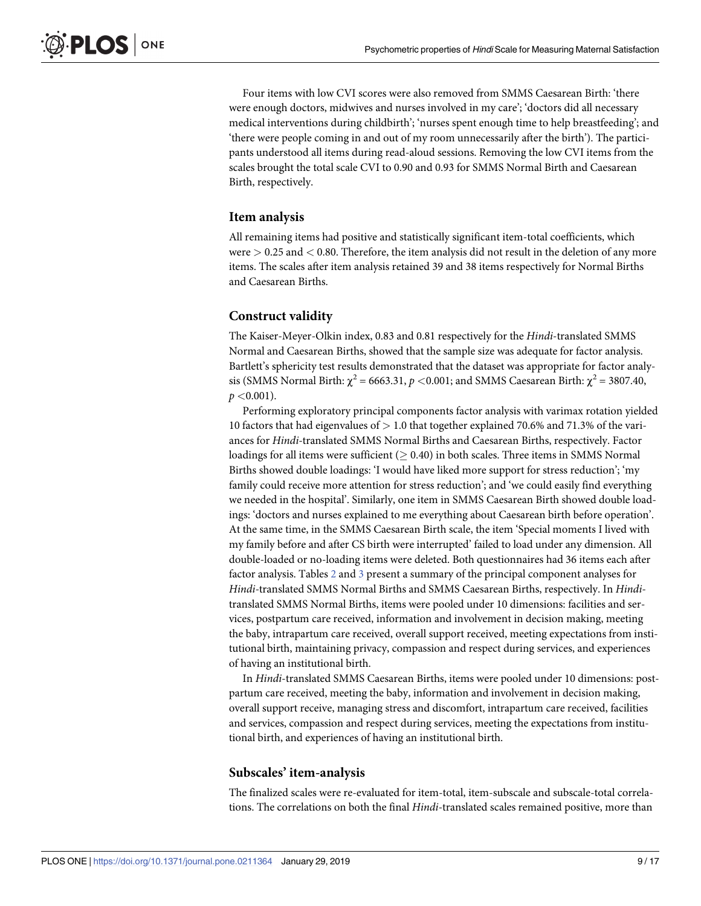Four items with low CVI scores were also removed from SMMS Caesarean Birth: 'there were enough doctors, midwives and nurses involved in my care'; 'doctors did all necessary medical interventions during childbirth'; 'nurses spent enough time to help breastfeeding'; and 'there were people coming in and out of my room unnecessarily after the birth'). The participants understood all items during read-aloud sessions. Removing the low CVI items from the scales brought the total scale CVI to 0.90 and 0.93 for SMMS Normal Birth and Caesarean Birth, respectively.

## Item analysis

All remaining items had positive and statistically significant item-total coefficients, which were > 0.25 and < 0.80. Therefore, the item analysis did not result in the deletion of any more items. The scales after item analysis retained 39 and 38 items respectively for Normal Births and Caesarean Births.

## Construct validity

The Kaiser-Meyer-Olkin index, 0.83 and 0.81 respectively for the *Hindi*-translated SMMS Normal and Caesarean Births, showed that the sample size was adequate for factor analysis. Bartlett's sphericity test results demonstrated that the dataset was appropriate for factor analysis (SMMS Normal Birth: $\chi^2$ = 6663.31, $p$ <0.001; and SMMS Caesarean Birth: $\chi^2$ = 3807.40, $p$ <0.001).

Performing exploratory principal components factor analysis with varimax rotation yielded 10 factors that had eigenvalues of > 1.0 that together explained 70.6% and 71.3% of the variances for *Hindi*-translated SMMS Normal Births and Caesarean Births, respectively. Factor loadings for all items were sufficient ($\geq$ 0.40) in both scales. Three items in SMMS Normal Births showed double loadings: 'I would have liked more support for stress reduction'; 'my family could receive more attention for stress reduction'; and 'we could easily find everything we needed in the hospital'. Similarly, one item in SMMS Caesarean Birth showed double loadings: 'doctors and nurses explained to me everything about Caesarean birth before operation'. At the same time, in the SMMS Caesarean Birth scale, the item 'Special moments I lived with my family before and after CS birth were interrupted' failed to load under any dimension. All double-loaded or no-loading items were deleted. Both questionnaires had 36 items each after factor analysis. Tables 2 and 3 present a summary of the principal component analyses for *Hindi*-translated SMMS Normal Births and SMMS Caesarean Births, respectively. In *Hindi*-translated SMMS Normal Births, items were pooled under 10 dimensions: facilities and services, postpartum care received, information and involvement in decision making, meeting the baby, intrapartum care received, overall support received, meeting expectations from institutional birth, maintaining privacy, compassion and respect during services, and experiences of having an institutional birth.

In *Hindi*-translated SMMS Caesarean Births, items were pooled under 10 dimensions: postpartum care received, meeting the baby, information and involvement in decision making, overall support receive, managing stress and discomfort, intrapartum care received, facilities and services, compassion and respect during services, meeting the expectations from institutional birth, and experiences of having an institutional birth.

## Subscales' item-analysis

The finalized scales were re-evaluated for item-total, item-subscale and subscale-total correlations. The correlations on both the final *Hindi*-translated scales remained positive, more than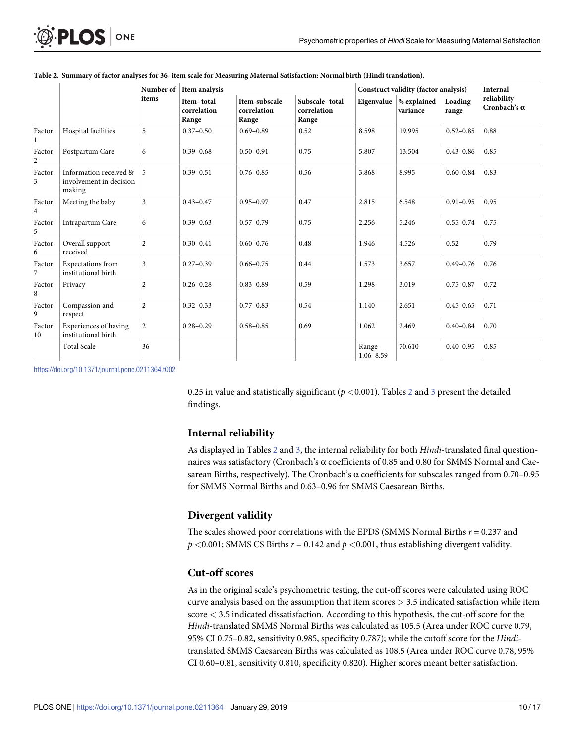**Table 2. Summary of factor analyses for 36- item scale for Measuring Maternal Satisfaction: Normal birth (Hindi translation).**

| | | Number of items | Item analysis | | | Construct validity (factor analysis) | | | Internal reliability Cronbach's α |
|---|---|---|---|---|---|---|---|---|---|
| | | | Item- total correlation Range | Item-subscale correlation Range | Subscale- total correlation Range | Eigenvalue | % explained variance | Loading range | |
| Factor 1 | Hospital facilities | 5 | 0.37–0.50 | 0.69–0.89 | 0.52 | 8.598 | 19.995 | 0.52–0.85 | 0.88 |
| Factor 2 | Postpartum Care | 6 | 0.39–0.68 | 0.50–0.91 | 0.75 | 5.807 | 13.504 | 0.43–0.86 | 0.85 |
| Factor 3 | Information received & involvement in decision making | 5 | 0.39–0.51 | 0.76–0.85 | 0.56 | 3.868 | 8.995 | 0.60–0.84 | 0.83 |
| Factor 4 | Meeting the baby | 3 | 0.43–0.47 | 0.95–0.97 | 0.47 | 2.815 | 6.548 | 0.91–0.95 | 0.95 |
| Factor 5 | Intrapartum Care | 6 | 0.39–0.63 | 0.57–0.79 | 0.75 | 2.256 | 5.246 | 0.55–0.74 | 0.75 |
| Factor 6 | Overall support received | 2 | 0.30–0.41 | 0.60–0.76 | 0.48 | 1.946 | 4.526 | 0.52 | 0.79 |
| Factor 7 | Expectations from institutional birth | 3 | 0.27–0.39 | 0.66–0.75 | 0.44 | 1.573 | 3.657 | 0.49–0.76 | 0.76 |
| Factor 8 | Privacy | 2 | 0.26–0.28 | 0.83–0.89 | 0.59 | 1.298 | 3.019 | 0.75–0.87 | 0.72 |
| Factor 9 | Compassion and respect | 2 | 0.32–0.33 | 0.77–0.83 | 0.54 | 1.140 | 2.651 | 0.45–0.65 | 0.71 |
| Factor 10 | Experiences of having institutional birth | 2 | 0.28–0.29 | 0.58–0.85 | 0.69 | 1.062 | 2.469 | 0.40–0.84 | 0.70 |
| | Total Scale | 36 | | | | Range 1.06–8.59 | 70.610 | 0.40–0.95 | 0.85 |

https://doi.org/10.1371/journal.pone.0211364.t002

0.25 in value and statistically significant ($p < 0.001$). Tables 2 and 3 present the detailed findings.

## Internal reliability

As displayed in Tables 2 and 3, the internal reliability for both *Hindi*-translated final questionnaires was satisfactory (Cronbach's α coefficients of 0.85 and 0.80 for SMMS Normal and Caesarean Births, respectively). The Cronbach's α coefficients for subscales ranged from 0.70–0.95 for SMMS Normal Births and 0.63–0.96 for SMMS Caesarean Births.

## Divergent validity

The scales showed poor correlations with the EPDS (SMMS Normal Births $r = 0.237$ and $p < 0.001$; SMMS CS Births $r = 0.142$ and $p < 0.001$, thus establishing divergent validity.

## Cut-off scores

As in the original scale's psychometric testing, the cut-off scores were calculated using ROC curve analysis based on the assumption that item scores > 3.5 indicated satisfaction while item score < 3.5 indicated dissatisfaction. According to this hypothesis, the cut-off score for the *Hindi*-translated SMMS Normal Births was calculated as 105.5 (Area under ROC curve 0.79, 95% CI 0.75–0.82, sensitivity 0.985, specificity 0.787); while the cutoff score for the *Hindi*-translated SMMS Caesarean Births was calculated as 108.5 (Area under ROC curve 0.78, 95% CI 0.60–0.81, sensitivity 0.810, specificity 0.820). Higher scores meant better satisfaction.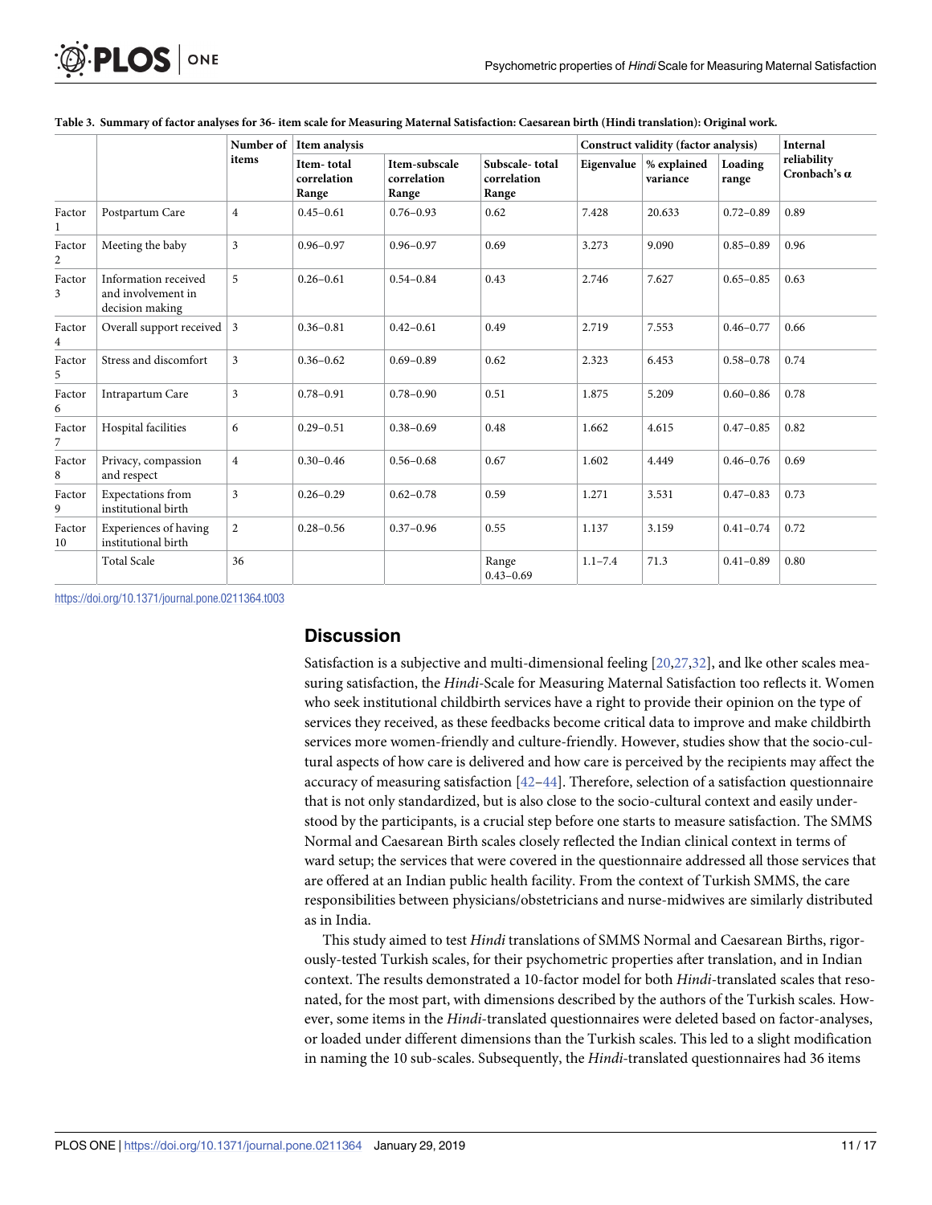**Table 3. Summary of factor analyses for 36- item scale for Measuring Maternal Satisfaction: Caesarean birth (Hindi translation): Original work.**

| | | Number of items | Item analysis | | | Construct validity (factor analysis) | | | Internal reliability Cronbach's α |
|---|---|---|---|---|---|---|---|---|---|
| | | | Item- total correlation Range | Item-subscale correlation Range | Subscale- total correlation Range | Eigenvalue | % explained variance | Loading range | |
| Factor 1 | Postpartum Care | 4 | 0.45–0.61 | 0.76–0.93 | 0.62 | 7.428 | 20.633 | 0.72–0.89 | 0.89 |
| Factor 2 | Meeting the baby | 3 | 0.96–0.97 | 0.96–0.97 | 0.69 | 3.273 | 9.090 | 0.85–0.89 | 0.96 |
| Factor 3 | Information received and involvement in decision making | 5 | 0.26–0.61 | 0.54–0.84 | 0.43 | 2.746 | 7.627 | 0.65–0.85 | 0.63 |
| Factor 4 | Overall support received | 3 | 0.36–0.81 | 0.42–0.61 | 0.49 | 2.719 | 7.553 | 0.46–0.77 | 0.66 |
| Factor 5 | Stress and discomfort | 3 | 0.36–0.62 | 0.69–0.89 | 0.62 | 2.323 | 6.453 | 0.58–0.78 | 0.74 |
| Factor 6 | Intrapartum Care | 3 | 0.78–0.91 | 0.78–0.90 | 0.51 | 1.875 | 5.209 | 0.60–0.86 | 0.78 |
| Factor 7 | Hospital facilities | 6 | 0.29–0.51 | 0.38–0.69 | 0.48 | 1.662 | 4.615 | 0.47–0.85 | 0.82 |
| Factor 8 | Privacy, compassion and respect | 4 | 0.30–0.46 | 0.56–0.68 | 0.67 | 1.602 | 4.449 | 0.46–0.76 | 0.69 |
| Factor 9 | Expectations from institutional birth | 3 | 0.26–0.29 | 0.62–0.78 | 0.59 | 1.271 | 3.531 | 0.47–0.83 | 0.73 |
| Factor 10 | Experiences of having institutional birth | 2 | 0.28–0.56 | 0.37–0.96 | 0.55 | 1.137 | 3.159 | 0.41–0.74 | 0.72 |
| | Total Scale | 36 | | | Range 0.43–0.69 | 1.1–7.4 | 71.3 | 0.41–0.89 | 0.80 |

https://doi.org/10.1371/journal.pone.0211364.t003

## Discussion

Satisfaction is a subjective and multi-dimensional feeling [20,27,32], and lke other scales measuring satisfaction, the *Hindi*-Scale for Measuring Maternal Satisfaction too reflects it. Women who seek institutional childbirth services have a right to provide their opinion on the type of services they received, as these feedbacks become critical data to improve and make childbirth services more women-friendly and culture-friendly. However, studies show that the socio-cultural aspects of how care is delivered and how care is perceived by the recipients may affect the accuracy of measuring satisfaction [42–44]. Therefore, selection of a satisfaction questionnaire that is not only standardized, but is also close to the socio-cultural context and easily understood by the participants, is a crucial step before one starts to measure satisfaction. The SMMS Normal and Caesarean Birth scales closely reflected the Indian clinical context in terms of ward setup; the services that were covered in the questionnaire addressed all those services that are offered at an Indian public health facility. From the context of Turkish SMMS, the care responsibilities between physicians/obstetricians and nurse-midwives are similarly distributed as in India.

This study aimed to test *Hindi* translations of SMMS Normal and Caesarean Births, rigorously-tested Turkish scales, for their psychometric properties after translation, and in Indian context. The results demonstrated a 10-factor model for both *Hindi*-translated scales that resonated, for the most part, with dimensions described by the authors of the Turkish scales. However, some items in the *Hindi*-translated questionnaires were deleted based on factor-analyses, or loaded under different dimensions than the Turkish scales. This led to a slight modification in naming the 10 sub-scales. Subsequently, the *Hindi*-translated questionnaires had 36 items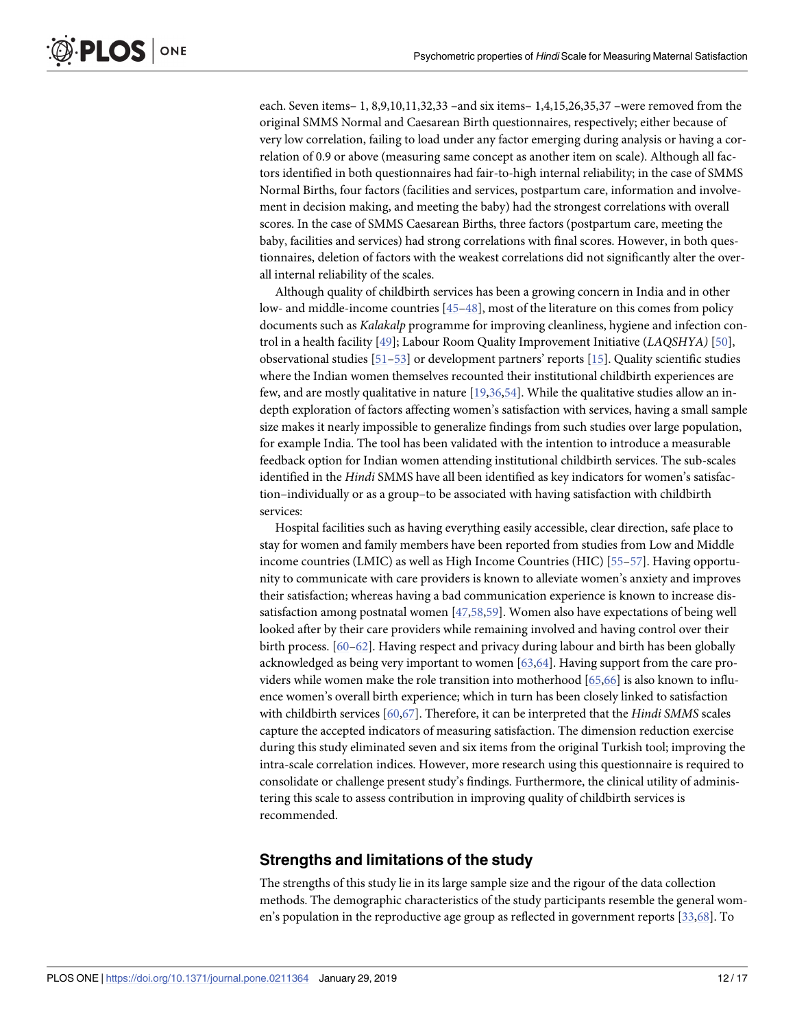each. Seven items– 1, 8,9,10,11,32,33 –and six items– 1,4,15,26,35,37 –were removed from the original SMMS Normal and Caesarean Birth questionnaires, respectively; either because of very low correlation, failing to load under any factor emerging during analysis or having a correlation of 0.9 or above (measuring same concept as another item on scale). Although all factors identified in both questionnaires had fair-to-high internal reliability; in the case of SMMS Normal Births, four factors (facilities and services, postpartum care, information and involvement in decision making, and meeting the baby) had the strongest correlations with overall scores. In the case of SMMS Caesarean Births, three factors (postpartum care, meeting the baby, facilities and services) had strong correlations with final scores. However, in both questionnaires, deletion of factors with the weakest correlations did not significantly alter the overall internal reliability of the scales.

Although quality of childbirth services has been a growing concern in India and in other low- and middle-income countries [45–48], most of the literature on this comes from policy documents such as *Kalakalp* programme for improving cleanliness, hygiene and infection control in a health facility [49]; Labour Room Quality Improvement Initiative (*LAQSHYA)* [50], observational studies [51–53] or development partners' reports [15]. Quality scientific studies where the Indian women themselves recounted their institutional childbirth experiences are few, and are mostly qualitative in nature [19,36,54]. While the qualitative studies allow an in-depth exploration of factors affecting women's satisfaction with services, having a small sample size makes it nearly impossible to generalize findings from such studies over large population, for example India. The tool has been validated with the intention to introduce a measurable feedback option for Indian women attending institutional childbirth services. The sub-scales identified in the *Hindi* SMMS have all been identified as key indicators for women's satisfaction–individually or as a group–to be associated with having satisfaction with childbirth services:

Hospital facilities such as having everything easily accessible, clear direction, safe place to stay for women and family members have been reported from studies from Low and Middle income countries (LMIC) as well as High Income Countries (HIC) [55–57]. Having opportunity to communicate with care providers is known to alleviate women's anxiety and improves their satisfaction; whereas having a bad communication experience is known to increase dissatisfaction among postnatal women [47,58,59]. Women also have expectations of being well looked after by their care providers while remaining involved and having control over their birth process. [60–62]. Having respect and privacy during labour and birth has been globally acknowledged as being very important to women [63,64]. Having support from the care providers while women make the role transition into motherhood [65,66] is also known to influence women's overall birth experience; which in turn has been closely linked to satisfaction with childbirth services [60,67]. Therefore, it can be interpreted that the *Hindi SMMS* scales capture the accepted indicators of measuring satisfaction. The dimension reduction exercise during this study eliminated seven and six items from the original Turkish tool; improving the intra-scale correlation indices. However, more research using this questionnaire is required to consolidate or challenge present study's findings. Furthermore, the clinical utility of administering this scale to assess contribution in improving quality of childbirth services is recommended.

## Strengths and limitations of the study

The strengths of this study lie in its large sample size and the rigour of the data collection methods. The demographic characteristics of the study participants resemble the general women's population in the reproductive age group as reflected in government reports [33,68]. To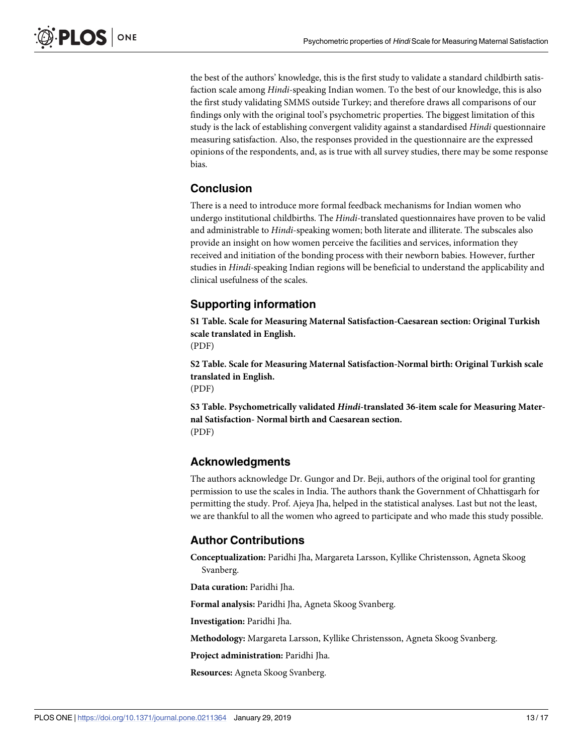the best of the authors' knowledge, this is the first study to validate a standard childbirth satisfaction scale among *Hindi*-speaking Indian women. To the best of our knowledge, this is also the first study validating SMMS outside Turkey; and therefore draws all comparisons of our findings only with the original tool's psychometric properties. The biggest limitation of this study is the lack of establishing convergent validity against a standardised *Hindi* questionnaire measuring satisfaction. Also, the responses provided in the questionnaire are the expressed opinions of the respondents, and, as is true with all survey studies, there may be some response bias.

## Conclusion

There is a need to introduce more formal feedback mechanisms for Indian women who undergo institutional childbirths. The *Hindi*-translated questionnaires have proven to be valid and administrable to *Hindi*-speaking women; both literate and illiterate. The subscales also provide an insight on how women perceive the facilities and services, information they received and initiation of the bonding process with their newborn babies. However, further studies in *Hindi*-speaking Indian regions will be beneficial to understand the applicability and clinical usefulness of the scales.

## Supporting information

**S1 Table. Scale for Measuring Maternal Satisfaction-Caesarean section: Original Turkish scale translated in English.**
(PDF)

**S2 Table. Scale for Measuring Maternal Satisfaction-Normal birth: Original Turkish scale translated in English.**
(PDF)

**S3 Table. Psychometrically validated *Hindi*-translated 36-item scale for Measuring Maternal Satisfaction- Normal birth and Caesarean section.**
(PDF)

## Acknowledgments

The authors acknowledge Dr. Gungor and Dr. Beji, authors of the original tool for granting permission to use the scales in India. The authors thank the Government of Chhattisgarh for permitting the study. Prof. Ajeya Jha, helped in the statistical analyses. Last but not the least, we are thankful to all the women who agreed to participate and who made this study possible.

## Author Contributions

**Conceptualization:** Paridhi Jha, Margareta Larsson, Kyllike Christensson, Agneta Skoog Svanberg.

**Data curation:** Paridhi Jha.

**Formal analysis:** Paridhi Jha, Agneta Skoog Svanberg.

**Investigation:** Paridhi Jha.

**Methodology:** Margareta Larsson, Kyllike Christensson, Agneta Skoog Svanberg.

**Project administration:** Paridhi Jha.

**Resources:** Agneta Skoog Svanberg.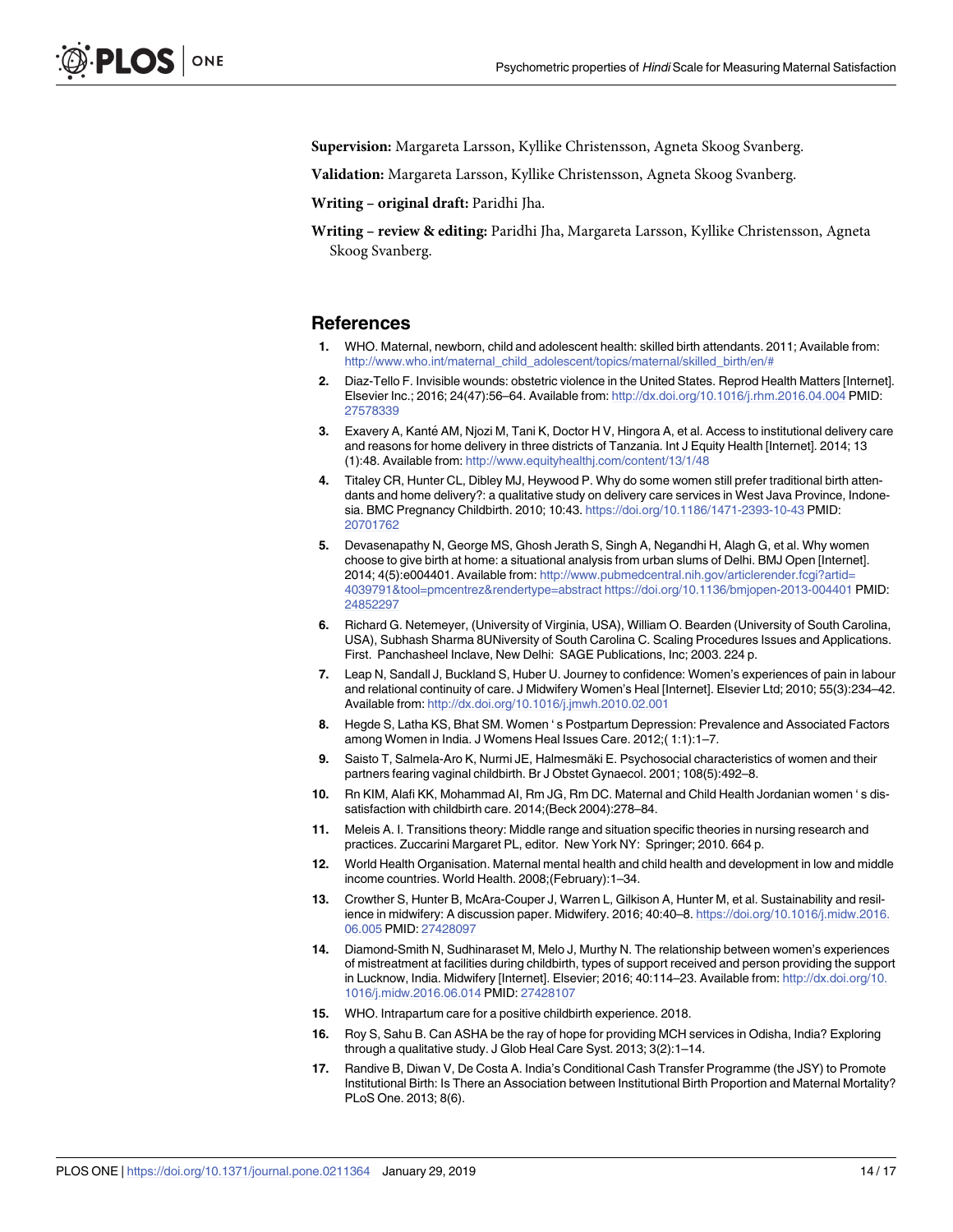**Supervision:** Margareta Larsson, Kyllike Christensson, Agneta Skoog Svanberg.

**Validation:** Margareta Larsson, Kyllike Christensson, Agneta Skoog Svanberg.

**Writing – original draft:** Paridhi Jha.

**Writing – review & editing:** Paridhi Jha, Margareta Larsson, Kyllike Christensson, Agneta Skoog Svanberg.

## References

1. WHO. Maternal, newborn, child and adolescent health: skilled birth attendants. 2011; Available from: http://www.who.int/maternal_child_adolescent/topics/maternal/skilled_birth/en/#
2. Diaz-Tello F. Invisible wounds: obstetric violence in the United States. Reprod Health Matters [Internet]. Elsevier Inc.; 2016; 24(47):56–64. Available from: http://dx.doi.org/10.1016/j.rhm.2016.04.004 PMID: 27578339
3. Exavery A, Kanté AM, Njozi M, Tani K, Doctor H V, Hingora A, et al. Access to institutional delivery care and reasons for home delivery in three districts of Tanzania. Int J Equity Health [Internet]. 2014; 13 (1):48. Available from: http://www.equityhealthj.com/content/13/1/48
4. Titaley CR, Hunter CL, Dibley MJ, Heywood P. Why do some women still prefer traditional birth attendants and home delivery?: a qualitative study on delivery care services in West Java Province, Indonesia. BMC Pregnancy Childbirth. 2010; 10:43. https://doi.org/10.1186/1471-2393-10-43 PMID: 20701762
5. Devasenapathy N, George MS, Ghosh Jerath S, Singh A, Negandhi H, Alagh G, et al. Why women choose to give birth at home: a situational analysis from urban slums of Delhi. BMJ Open [Internet]. 2014; 4(5):e004401. Available from: http://www.pubmedcentral.nih.gov/articlerender.fcgi?artid=4039791&tool=pmcentrez&rendertype=abstract https://doi.org/10.1136/bmjopen-2013-004401 PMID: 24852297
6. Richard G. Netemeyer, (University of Virginia, USA), William O. Bearden (University of South Carolina, USA), Subhash Sharma 8UNiversity of South Carolina C. Scaling Procedures Issues and Applications. First. Panchasheel Inclave, New Delhi: SAGE Publications, Inc; 2003. 224 p.
7. Leap N, Sandall J, Buckland S, Huber U. Journey to confidence: Women's experiences of pain in labour and relational continuity of care. J Midwifery Women's Heal [Internet]. Elsevier Ltd; 2010; 55(3):234–42. Available from: http://dx.doi.org/10.1016/j.jmwh.2010.02.001
8. Hegde S, Latha KS, Bhat SM. Women ' s Postpartum Depression: Prevalence and Associated Factors among Women in India. J Womens Heal Issues Care. 2012;( 1:1):1–7.
9. Saisto T, Salmela-Aro K, Nurmi JE, Halmesmäki E. Psychosocial characteristics of women and their partners fearing vaginal childbirth. Br J Obstet Gynaecol. 2001; 108(5):492–8.
10. Rn KIM, Alafi KK, Mohammad AI, Rm JG, Rm DC. Maternal and Child Health Jordanian women ' s dissatisfaction with childbirth care. 2014;(Beck 2004):278–84.
11. Meleis A. I. Transitions theory: Middle range and situation specific theories in nursing research and practices. Zuccarini Margaret PL, editor. New York NY: Springer; 2010. 664 p.
12. World Health Organisation. Maternal mental health and child health and development in low and middle income countries. World Health. 2008;(February):1–34.
13. Crowther S, Hunter B, McAra-Couper J, Warren L, Gilkison A, Hunter M, et al. Sustainability and resilience in midwifery: A discussion paper. Midwifery. 2016; 40:40–8. https://doi.org/10.1016/j.midw.2016.06.005 PMID: 27428097
14. Diamond-Smith N, Sudhinaraset M, Melo J, Murthy N. The relationship between women's experiences of mistreatment at facilities during childbirth, types of support received and person providing the support in Lucknow, India. Midwifery [Internet]. Elsevier; 2016; 40:114–23. Available from: http://dx.doi.org/10.1016/j.midw.2016.06.014 PMID: 27428107
15. WHO. Intrapartum care for a positive childbirth experience. 2018.
16. Roy S, Sahu B. Can ASHA be the ray of hope for providing MCH services in Odisha, India? Exploring through a qualitative study. J Glob Heal Care Syst. 2013; 3(2):1–14.
17. Randive B, Diwan V, De Costa A. India's Conditional Cash Transfer Programme (the JSY) to Promote Institutional Birth: Is There an Association between Institutional Birth Proportion and Maternal Mortality? PLoS One. 2013; 8(6).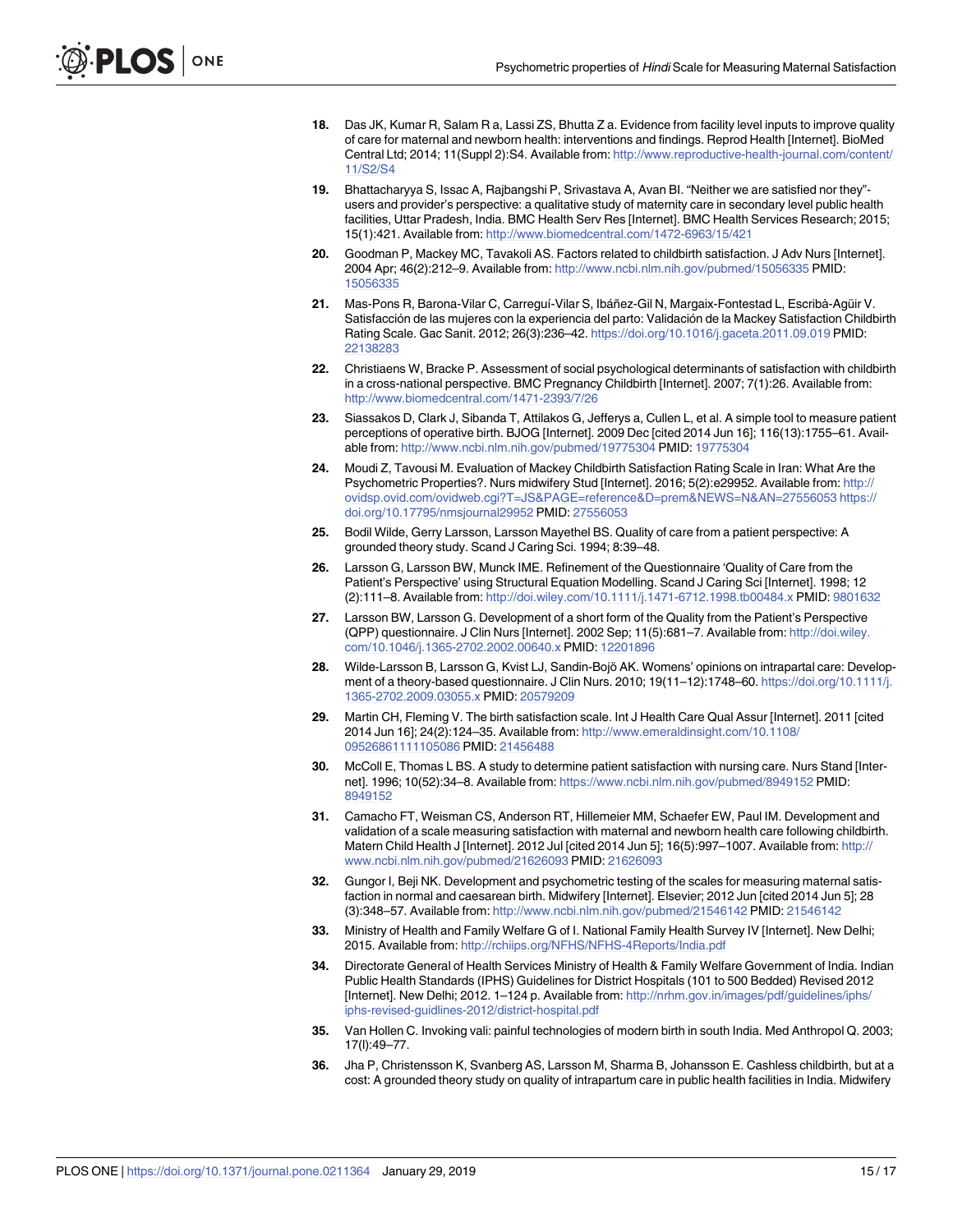18. Das JK, Kumar R, Salam R a, Lassi ZS, Bhutta Z a. Evidence from facility level inputs to improve quality of care for maternal and newborn health: interventions and findings. Reprod Health [Internet]. BioMed Central Ltd; 2014; 11(Suppl 2):S4. Available from: http://www.reproductive-health-journal.com/content/11/S2/S4

19. Bhattacharyya S, Issac A, Rajbangshi P, Srivastava A, Avan BI. "Neither we are satisfied nor they"-users and provider's perspective: a qualitative study of maternity care in secondary level public health facilities, Uttar Pradesh, India. BMC Health Serv Res [Internet]. BMC Health Services Research; 2015; 15(1):421. Available from: http://www.biomedcentral.com/1472-6963/15/421

20. Goodman P, Mackey MC, Tavakoli AS. Factors related to childbirth satisfaction. J Adv Nurs [Internet]. 2004 Apr; 46(2):212–9. Available from: http://www.ncbi.nlm.nih.gov/pubmed/15056335 PMID: 15056335

21. Mas-Pons R, Barona-Vilar C, Carreguí-Vilar S, Ibáñez-Gil N, Margaix-Fontestad L, Escribà-Agüir V. Satisfacción de las mujeres con la experiencia del parto: Validación de la Mackey Satisfaction Childbirth Rating Scale. Gac Sanit. 2012; 26(3):236–42. https://doi.org/10.1016/j.gaceta.2011.09.019 PMID: 22138283

22. Christiaens W, Bracke P. Assessment of social psychological determinants of satisfaction with childbirth in a cross-national perspective. BMC Pregnancy Childbirth [Internet]. 2007; 7(1):26. Available from: http://www.biomedcentral.com/1471-2393/7/26

23. Siassakos D, Clark J, Sibanda T, Attilakos G, Jefferys a, Cullen L, et al. A simple tool to measure patient perceptions of operative birth. BJOG [Internet]. 2009 Dec [cited 2014 Jun 16]; 116(13):1755–61. Available from: http://www.ncbi.nlm.nih.gov/pubmed/19775304 PMID: 19775304

24. Moudi Z, Tavousi M. Evaluation of Mackey Childbirth Satisfaction Rating Scale in Iran: What Are the Psychometric Properties?. Nurs midwifery Stud [Internet]. 2016; 5(2):e29952. Available from: http://ovidsp.ovid.com/ovidweb.cgi?T=JS&PAGE=reference&D=prem&NEWS=N&AN=27556053 https://doi.org/10.17795/nmsjournal29952 PMID: 27556053

25. Bodil Wilde, Gerry Larsson, Larsson Mayethel BS. Quality of care from a patient perspective: A grounded theory study. Scand J Caring Sci. 1994; 8:39–48.

26. Larsson G, Larsson BW, Munck IME. Refinement of the Questionnaire 'Quality of Care from the Patient's Perspective' using Structural Equation Modelling. Scand J Caring Sci [Internet]. 1998; 12 (2):111–8. Available from: http://doi.wiley.com/10.1111/j.1471-6712.1998.tb00484.x PMID: 9801632

27. Larsson BW, Larsson G. Development of a short form of the Quality from the Patient's Perspective (QPP) questionnaire. J Clin Nurs [Internet]. 2002 Sep; 11(5):681–7. Available from: http://doi.wiley.com/10.1046/j.1365-2702.2002.00640.x PMID: 12201896

28. Wilde-Larsson B, Larsson G, Kvist LJ, Sandin-Bojö AK. Womens' opinions on intrapartal care: Development of a theory-based questionnaire. J Clin Nurs. 2010; 19(11–12):1748–60. https://doi.org/10.1111/j.1365-2702.2009.03055.x PMID: 20579209

29. Martin CH, Fleming V. The birth satisfaction scale. Int J Health Care Qual Assur [Internet]. 2011 [cited 2014 Jun 16]; 24(2):124–35. Available from: http://www.emeraldinsight.com/10.1108/09526861111105086 PMID: 21456488

30. McColl E, Thomas L BS. A study to determine patient satisfaction with nursing care. Nurs Stand [Internet]. 1996; 10(52):34–8. Available from: https://www.ncbi.nlm.nih.gov/pubmed/8949152 PMID: 8949152

31. Camacho FT, Weisman CS, Anderson RT, Hillemeier MM, Schaefer EW, Paul IM. Development and validation of a scale measuring satisfaction with maternal and newborn health care following childbirth. Matern Child Health J [Internet]. 2012 Jul [cited 2014 Jun 5]; 16(5):997–1007. Available from: http://www.ncbi.nlm.nih.gov/pubmed/21626093 PMID: 21626093

32. Gungor I, Beji NK. Development and psychometric testing of the scales for measuring maternal satisfaction in normal and caesarean birth. Midwifery [Internet]. Elsevier; 2012 Jun [cited 2014 Jun 5]; 28 (3):348–57. Available from: http://www.ncbi.nlm.nih.gov/pubmed/21546142 PMID: 21546142

33. Ministry of Health and Family Welfare G of I. National Family Health Survey IV [Internet]. New Delhi; 2015. Available from: http://rchiips.org/NFHS/NFHS-4Reports/India.pdf

34. Directorate General of Health Services Ministry of Health & Family Welfare Government of India. Indian Public Health Standards (IPHS) Guidelines for District Hospitals (101 to 500 Bedded) Revised 2012 [Internet]. New Delhi; 2012. 1–124 p. Available from: http://nrhm.gov.in/images/pdf/guidelines/iphs/iphs-revised-guidlines-2012/district-hospital.pdf

35. Van Hollen C. Invoking vali: painful technologies of modern birth in south India. Med Anthropol Q. 2003; 17(l):49–77.

36. Jha P, Christensson K, Svanberg AS, Larsson M, Sharma B, Johansson E. Cashless childbirth, but at a cost: A grounded theory study on quality of intrapartum care in public health facilities in India. Midwifery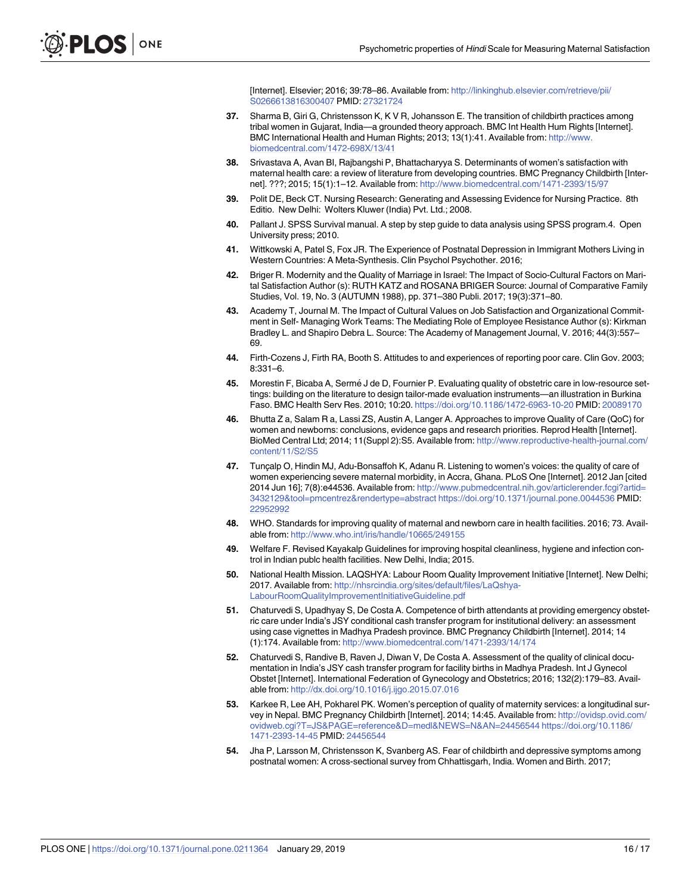[Internet]. Elsevier; 2016; 39:78–86. Available from: http://linkinghub.elsevier.com/retrieve/pii/S0266613816300407 PMID: 27321724

37. Sharma B, Giri G, Christensson K, K V R, Johansson E. The transition of childbirth practices among tribal women in Gujarat, India—a grounded theory approach. BMC Int Health Hum Rights [Internet]. BMC International Health and Human Rights; 2013; 13(1):41. Available from: http://www.biomedcentral.com/1472-698X/13/41
38. Srivastava A, Avan BI, Rajbangshi P, Bhattacharyya S. Determinants of women's satisfaction with maternal health care: a review of literature from developing countries. BMC Pregnancy Childbirth [Internet]. ???; 2015; 15(1):1–12. Available from: http://www.biomedcentral.com/1471-2393/15/97
39. Polit DE, Beck CT. Nursing Research: Generating and Assessing Evidence for Nursing Practice. 8th Editio. New Delhi: Wolters Kluwer (India) Pvt. Ltd.; 2008.
40. Pallant J. SPSS Survival manual. A step by step guide to data analysis using SPSS program.4. Open University press; 2010.
41. Wittkowski A, Patel S, Fox JR. The Experience of Postnatal Depression in Immigrant Mothers Living in Western Countries: A Meta-Synthesis. Clin Psychol Psychother. 2016;
42. Briger R. Modernity and the Quality of Marriage in Israel: The Impact of Socio-Cultural Factors on Marital Satisfaction Author (s): RUTH KATZ and ROSANA BRIGER Source: Journal of Comparative Family Studies, Vol. 19, No. 3 (AUTUMN 1988), pp. 371–380 Publi. 2017; 19(3):371–80.
43. Academy T, Journal M. The Impact of Cultural Values on Job Satisfaction and Organizational Commitment in Self- Managing Work Teams: The Mediating Role of Employee Resistance Author (s): Kirkman Bradley L. and Shapiro Debra L. Source: The Academy of Management Journal, V. 2016; 44(3):557–69.
44. Firth-Cozens J, Firth RA, Booth S. Attitudes to and experiences of reporting poor care. Clin Gov. 2003; 8:331–6.
45. Morestin F, Bicaba A, Sermé J de D, Fournier P. Evaluating quality of obstetric care in low-resource settings: building on the literature to design tailor-made evaluation instruments—an illustration in Burkina Faso. BMC Health Serv Res. 2010; 10:20. https://doi.org/10.1186/1472-6963-10-20 PMID: 20089170
46. Bhutta Z a, Salam R a, Lassi ZS, Austin A, Langer A. Approaches to improve Quality of Care (QoC) for women and newborns: conclusions, evidence gaps and research priorities. Reprod Health [Internet]. BioMed Central Ltd; 2014; 11(Suppl 2):S5. Available from: http://www.reproductive-health-journal.com/content/11/S2/S5
47. Tunçalp O, Hindin MJ, Adu-Bonsaffoh K, Adanu R. Listening to women's voices: the quality of care of women experiencing severe maternal morbidity, in Accra, Ghana. PLoS One [Internet]. 2012 Jan [cited 2014 Jun 16]; 7(8):e44536. Available from: http://www.pubmedcentral.nih.gov/articlerender.fcgi?artid=3432129&tool=pmcentrez&rendertype=abstract https://doi.org/10.1371/journal.pone.0044536 PMID: 22952992
48. WHO. Standards for improving quality of maternal and newborn care in health facilities. 2016; 73. Available from: http://www.who.int/iris/handle/10665/249155
49. Welfare F. Revised Kayakalp Guidelines for improving hospital cleanliness, hygiene and infection control in Indian publc health facilities. New Delhi, India; 2015.
50. National Health Mission. LAQSHYA: Labour Room Quality Improvement Initiative [Internet]. New Delhi; 2017. Available from: http://nhsrcindia.org/sites/default/files/LaQshya-LabourRoomQualityImprovementInitiativeGuideline.pdf
51. Chaturvedi S, Upadhyay S, De Costa A. Competence of birth attendants at providing emergency obstetric care under India's JSY conditional cash transfer program for institutional delivery: an assessment using case vignettes in Madhya Pradesh province. BMC Pregnancy Childbirth [Internet]. 2014; 14(1):174. Available from: http://www.biomedcentral.com/1471-2393/14/174
52. Chaturvedi S, Randive B, Raven J, Diwan V, De Costa A. Assessment of the quality of clinical documentation in India's JSY cash transfer program for facility births in Madhya Pradesh. Int J Gynecol Obstet [Internet]. International Federation of Gynecology and Obstetrics; 2016; 132(2):179–83. Available from: http://dx.doi.org/10.1016/j.ijgo.2015.07.016
53. Karkee R, Lee AH, Pokharel PK. Women's perception of quality of maternity services: a longitudinal survey in Nepal. BMC Pregnancy Childbirth [Internet]. 2014; 14:45. Available from: http://ovidsp.ovid.com/ovidweb.cgi?T=JS&PAGE=reference&D=medl&NEWS=N&AN=24456544 https://doi.org/10.1186/1471-2393-14-45 PMID: 24456544
54. Jha P, Larsson M, Christensson K, Svanberg AS. Fear of childbirth and depressive symptoms among postnatal women: A cross-sectional survey from Chhattisgarh, India. Women and Birth. 2017;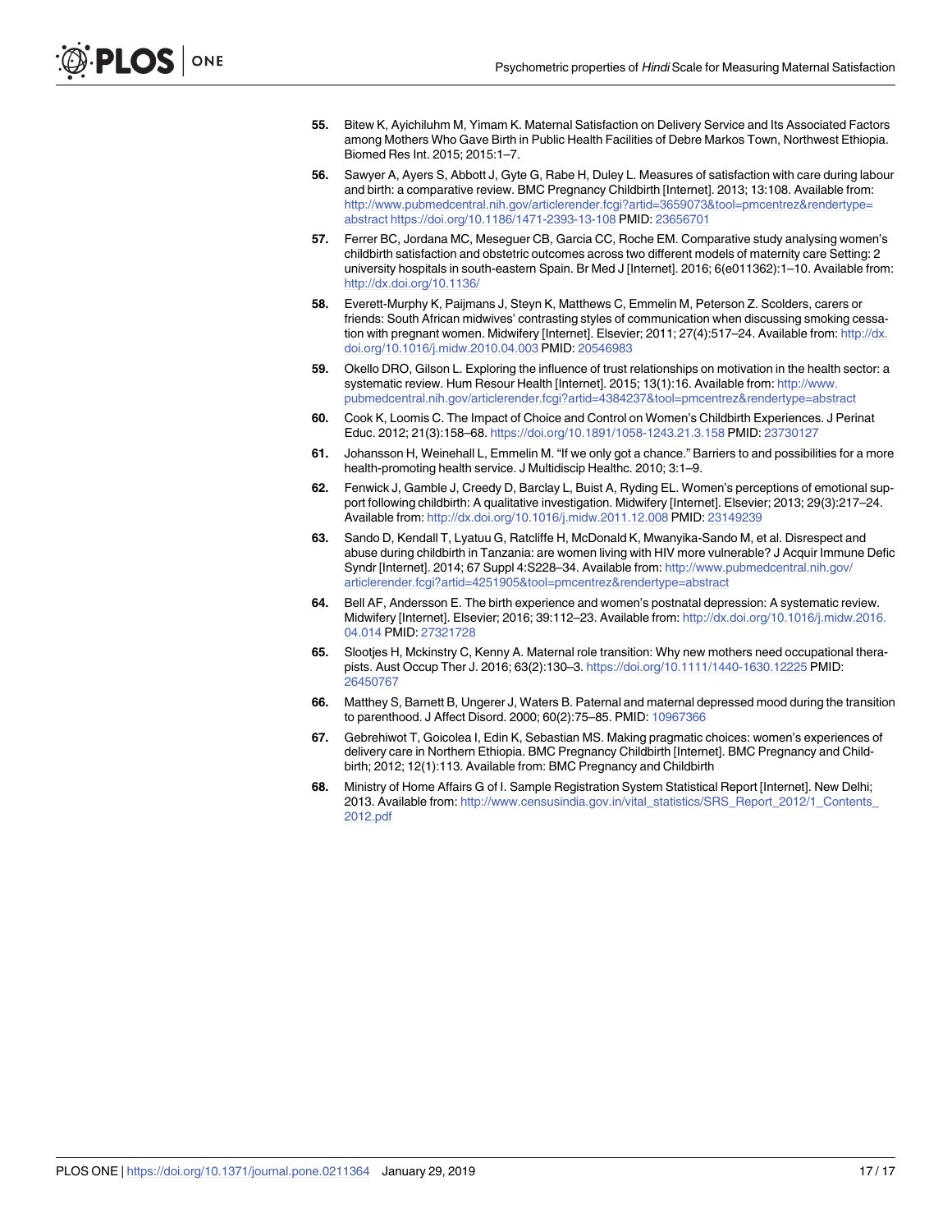55. Bitew K, Ayichiluhm M, Yimam K. Maternal Satisfaction on Delivery Service and Its Associated Factors among Mothers Who Gave Birth in Public Health Facilities of Debre Markos Town, Northwest Ethiopia. Biomed Res Int. 2015; 2015:1–7.

56. Sawyer A, Ayers S, Abbott J, Gyte G, Rabe H, Duley L. Measures of satisfaction with care during labour and birth: a comparative review. BMC Pregnancy Childbirth [Internet]. 2013; 13:108. Available from: http://www.pubmedcentral.nih.gov/articlerender.fcgi?artid=3659073&tool=pmcentrez&rendertype=abstract https://doi.org/10.1186/1471-2393-13-108 PMID: 23656701

57. Ferrer BC, Jordana MC, Meseguer CB, Garcia CC, Roche EM. Comparative study analysing women's childbirth satisfaction and obstetric outcomes across two different models of maternity care Setting: 2 university hospitals in south-eastern Spain. Br Med J [Internet]. 2016; 6(e011362):1–10. Available from: http://dx.doi.org/10.1136/

58. Everett-Murphy K, Paijmans J, Steyn K, Matthews C, Emmelin M, Peterson Z. Scolders, carers or friends: South African midwives' contrasting styles of communication when discussing smoking cessation with pregnant women. Midwifery [Internet]. Elsevier; 2011; 27(4):517–24. Available from: http://dx.doi.org/10.1016/j.midw.2010.04.003 PMID: 20546983

59. Okello DRO, Gilson L. Exploring the influence of trust relationships on motivation in the health sector: a systematic review. Hum Resour Health [Internet]. 2015; 13(1):16. Available from: http://www.pubmedcentral.nih.gov/articlerender.fcgi?artid=4384237&tool=pmcentrez&rendertype=abstract

60. Cook K, Loomis C. The Impact of Choice and Control on Women's Childbirth Experiences. J Perinat Educ. 2012; 21(3):158–68. https://doi.org/10.1891/1058-1243.21.3.158 PMID: 23730127

61. Johansson H, Weinehall L, Emmelin M. "If we only got a chance." Barriers to and possibilities for a more health-promoting health service. J Multidiscip Healthc. 2010; 3:1–9.

62. Fenwick J, Gamble J, Creedy D, Barclay L, Buist A, Ryding EL. Women's perceptions of emotional support following childbirth: A qualitative investigation. Midwifery [Internet]. Elsevier; 2013; 29(3):217–24. Available from: http://dx.doi.org/10.1016/j.midw.2011.12.008 PMID: 23149239

63. Sando D, Kendall T, Lyatuu G, Ratcliffe H, McDonald K, Mwanyika-Sando M, et al. Disrespect and abuse during childbirth in Tanzania: are women living with HIV more vulnerable? J Acquir Immune Defic Syndr [Internet]. 2014; 67 Suppl 4:S228–34. Available from: http://www.pubmedcentral.nih.gov/articlerender.fcgi?artid=4251905&tool=pmcentrez&rendertype=abstract

64. Bell AF, Andersson E. The birth experience and women's postnatal depression: A systematic review. Midwifery [Internet]. Elsevier; 2016; 39:112–23. Available from: http://dx.doi.org/10.1016/j.midw.2016.04.014 PMID: 27321728

65. Slootjes H, Mckinstry C, Kenny A. Maternal role transition: Why new mothers need occupational therapists. Aust Occup Ther J. 2016; 63(2):130–3. https://doi.org/10.1111/1440-1630.12225 PMID: 26450767

66. Matthey S, Barnett B, Ungerer J, Waters B. Paternal and maternal depressed mood during the transition to parenthood. J Affect Disord. 2000; 60(2):75–85. PMID: 10967366

67. Gebrehiwot T, Goicolea I, Edin K, Sebastian MS. Making pragmatic choices: women's experiences of delivery care in Northern Ethiopia. BMC Pregnancy Childbirth [Internet]. BMC Pregnancy and Childbirth; 2012; 12(1):113. Available from: BMC Pregnancy and Childbirth

68. Ministry of Home Affairs G of I. Sample Registration System Statistical Report [Internet]. New Delhi; 2013. Available from: http://www.censusindia.gov.in/vital_statistics/SRS_Report_2012/1_Contents_2012.pdf